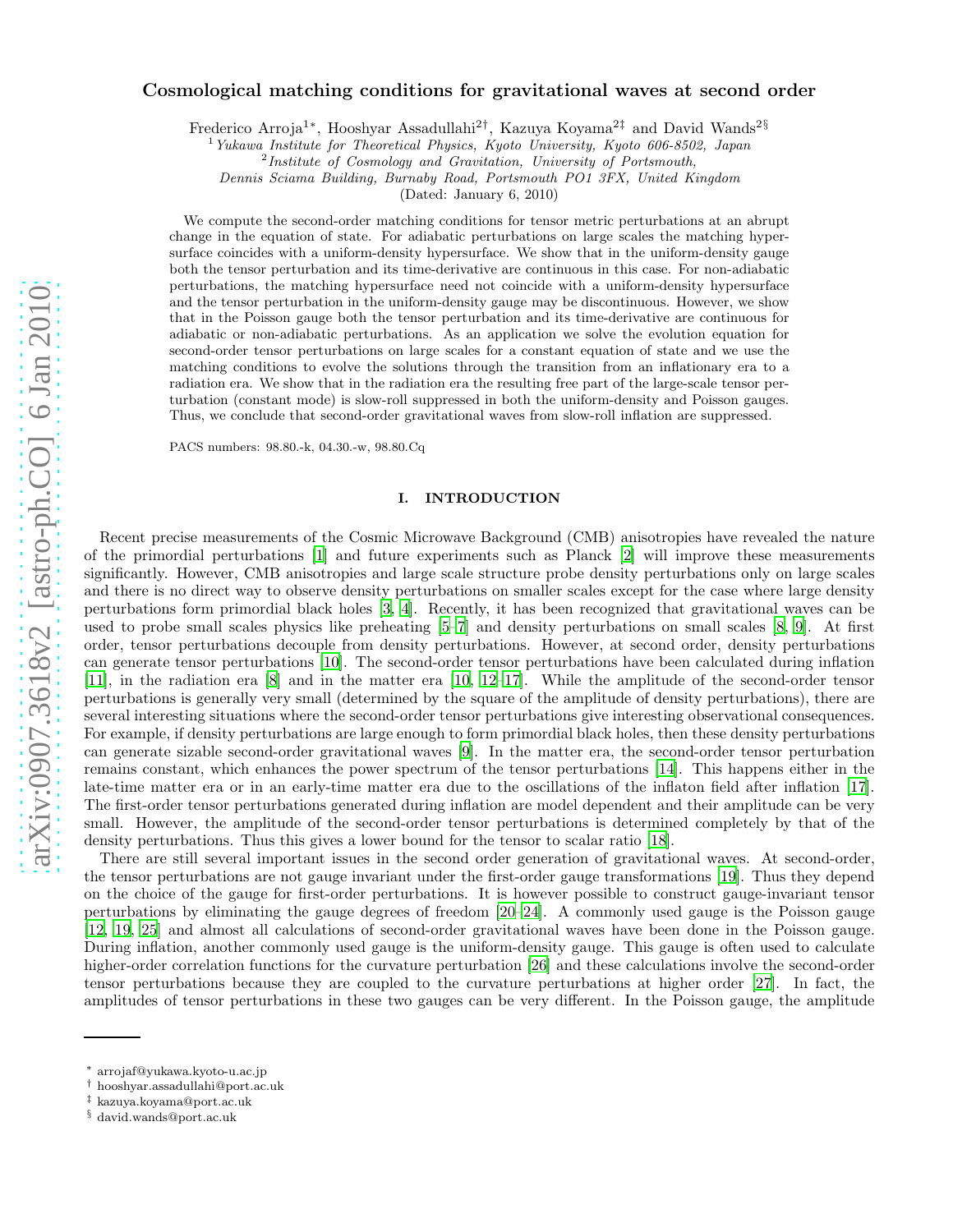# Cosmological matching conditions for gravitational waves at second order

Frederico Arroja[1*], Hooshyar Assadullahi[2†], Kazuya Koyama[2‡] and David Wands[2§]

[1] *Yukawa Institute for Theoretical Physics, Kyoto University, Kyoto 606-8502, Japan*
[2] *Institute of Cosmology and Gravitation, University of Portsmouth, Dennis Sciama Building, Burnaby Road, Portsmouth PO1 3FX, United Kingdom*

(Dated: January 6, 2010)

We compute the second-order matching conditions for tensor metric perturbations at an abrupt change in the equation of state. For adiabatic perturbations on large scales the matching hypersurface coincides with a uniform-density hypersurface. We show that in the uniform-density gauge both the tensor perturbation and its time-derivative are continuous in this case. For non-adiabatic perturbations, the matching hypersurface need not coincide with a uniform-density hypersurface and the tensor perturbation in the uniform-density gauge may be discontinuous. However, we show that in the Poisson gauge both the tensor perturbation and its time-derivative are continuous for adiabatic or non-adiabatic perturbations. As an application we solve the evolution equation for second-order tensor perturbations on large scales for a constant equation of state and we use the matching conditions to evolve the solutions through the transition from an inflationary era to a radiation era. We show that in the radiation era the resulting free part of the large-scale tensor perturbation (constant mode) is slow-roll suppressed in both the uniform-density and Poisson gauges. Thus, we conclude that second-order gravitational waves from slow-roll inflation are suppressed.

PACS numbers: 98.80.-k, 04.30.-w, 98.80.Cq

## I. INTRODUCTION

Recent precise measurements of the Cosmic Microwave Background (CMB) anisotropies have revealed the nature of the primordial perturbations [1] and future experiments such as Planck [2] will improve these measurements significantly. However, CMB anisotropies and large scale structure probe density perturbations only on large scales and there is no direct way to observe density perturbations on smaller scales except for the case where large density perturbations form primordial black holes [3, 4]. Recently, it has been recognized that gravitational waves can be used to probe small scales physics like preheating [5–7] and density perturbations on small scales [8, 9]. At first order, tensor perturbations decouple from density perturbations. However, at second order, density perturbations can generate tensor perturbations [10]. The second-order tensor perturbations have been calculated during inflation [11], in the radiation era [8] and in the matter era [10, 12–17]. While the amplitude of the second-order tensor perturbations is generally very small (determined by the square of the amplitude of density perturbations), there are several interesting situations where the second-order tensor perturbations give interesting observational consequences. For example, if density perturbations are large enough to form primordial black holes, then these density perturbations can generate sizable second-order gravitational waves [9]. In the matter era, the second-order tensor perturbation remains constant, which enhances the power spectrum of the tensor perturbations [14]. This happens either in the late-time matter era or in an early-time matter era due to the oscillations of the inflaton field after inflation [17]. The first-order tensor perturbations generated during inflation are model dependent and their amplitude can be very small. However, the amplitude of the second-order tensor perturbations is determined completely by that of the density perturbations. Thus this gives a lower bound for the tensor to scalar ratio [18].

There are still several important issues in the second order generation of gravitational waves. At second-order, the tensor perturbations are not gauge invariant under the first-order gauge transformations [19]. Thus they depend on the choice of the gauge for first-order perturbations. It is however possible to construct gauge-invariant tensor perturbations by eliminating the gauge degrees of freedom [20–24]. A commonly used gauge is the Poisson gauge [12, 19, 25] and almost all calculations of second-order gravitational waves have been done in the Poisson gauge. During inflation, another commonly used gauge is the uniform-density gauge. This gauge is often used to calculate higher-order correlation functions for the curvature perturbation [26] and these calculations involve the second-order tensor perturbations because they are coupled to the curvature perturbations at higher order [27]. In fact, the amplitudes of tensor perturbations in these two gauges can be very different. In the Poisson gauge, the amplitude

* arrojaf@yukawa.kyoto-u.ac.jp
† hooshyar.assadullahi@port.ac.uk
‡ kazuya.koyama@port.ac.uk
§ david.wands@port.ac.uk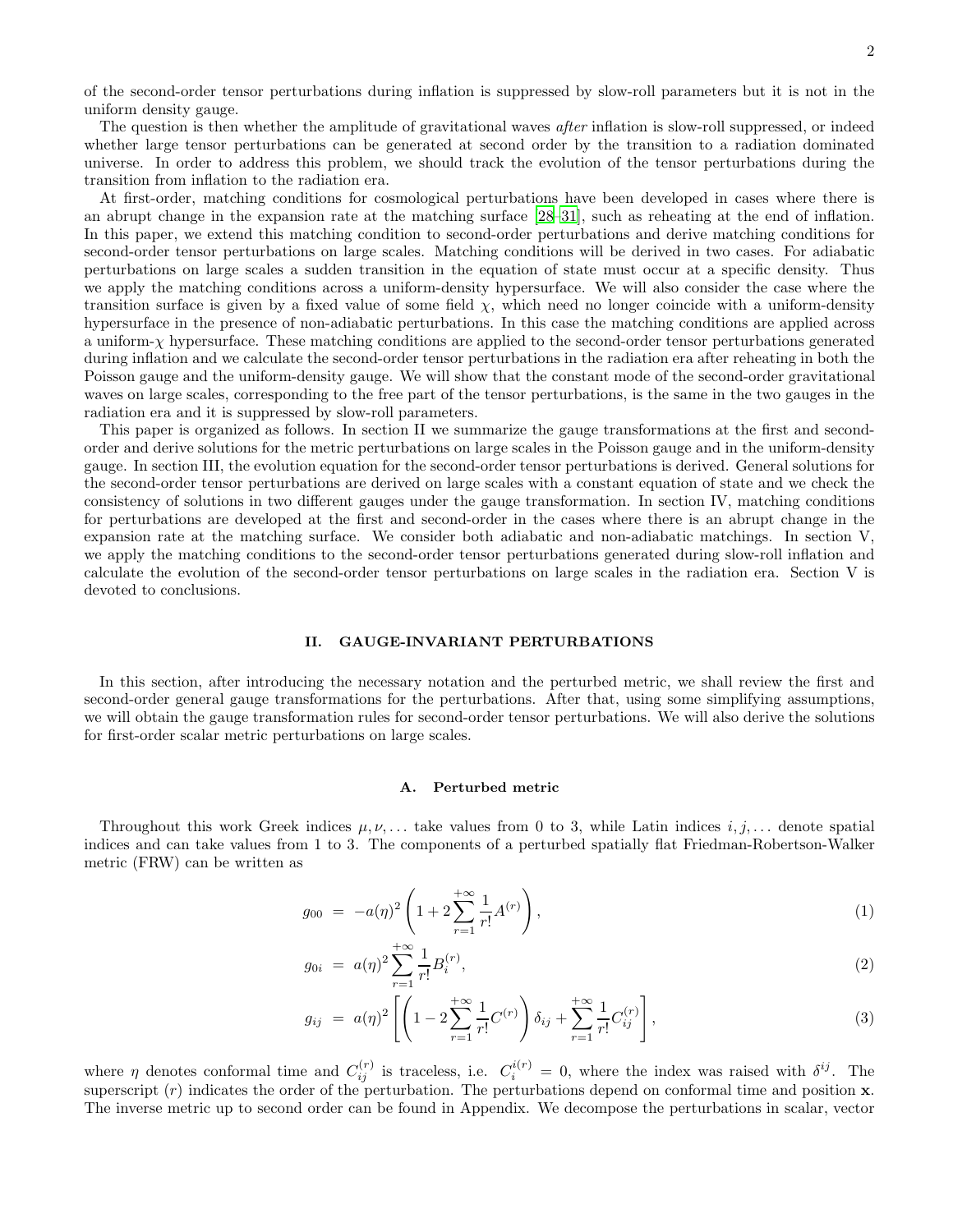of the second-order tensor perturbations during inflation is suppressed by slow-roll parameters but it is not in the uniform density gauge.

The question is then whether the amplitude of gravitational waves *after* inflation is slow-roll suppressed, or indeed whether large tensor perturbations can be generated at second order by the transition to a radiation dominated universe. In order to address this problem, we should track the evolution of the tensor perturbations during the transition from inflation to the radiation era.

At first-order, matching conditions for cosmological perturbations have been developed in cases where there is an abrupt change in the expansion rate at the matching surface [28–31], such as reheating at the end of inflation. In this paper, we extend this matching condition to second-order perturbations and derive matching conditions for second-order tensor perturbations on large scales. Matching conditions will be derived in two cases. For adiabatic perturbations on large scales a sudden transition in the equation of state must occur at a specific density. Thus we apply the matching conditions across a uniform-density hypersurface. We will also consider the case where the transition surface is given by a fixed value of some field $\chi$, which need no longer coincide with a uniform-density hypersurface in the presence of non-adiabatic perturbations. In this case the matching conditions are applied across a uniform-$\chi$ hypersurface. These matching conditions are applied to the second-order tensor perturbations generated during inflation and we calculate the second-order tensor perturbations in the radiation era after reheating in both the Poisson gauge and the uniform-density gauge. We will show that the constant mode of the second-order gravitational waves on large scales, corresponding to the free part of the tensor perturbations, is the same in the two gauges in the radiation era and it is suppressed by slow-roll parameters.

This paper is organized as follows. In section II we summarize the gauge transformations at the first and second-order and derive solutions for the metric perturbations on large scales in the Poisson gauge and in the uniform-density gauge. In section III, the evolution equation for the second-order tensor perturbations is derived. General solutions for the second-order tensor perturbations are derived on large scales with a constant equation of state and we check the consistency of solutions in two different gauges under the gauge transformation. In section IV, matching conditions for perturbations are developed at the first and second-order in the cases where there is an abrupt change in the expansion rate at the matching surface. We consider both adiabatic and non-adiabatic matchings. In section V, we apply the matching conditions to the second-order tensor perturbations generated during slow-roll inflation and calculate the evolution of the second-order tensor perturbations on large scales in the radiation era. Section V is devoted to conclusions.

## II. GAUGE-INVARIANT PERTURBATIONS

In this section, after introducing the necessary notation and the perturbed metric, we shall review the first and second-order general gauge transformations for the perturbations. After that, using some simplifying assumptions, we will obtain the gauge transformation rules for second-order tensor perturbations. We will also derive the solutions for first-order scalar metric perturbations on large scales.

### A. Perturbed metric

Throughout this work Greek indices $\mu, \nu, \ldots$ take values from 0 to 3, while Latin indices $i, j, \ldots$ denote spatial indices and can take values from 1 to 3. The components of a perturbed spatially flat Friedman-Robertson-Walker metric (FRW) can be written as

$$g_{00} = -a(\eta)^2 \left( 1 + 2 \sum_{r=1}^{+\infty} \frac{1}{r!} A^{(r)} \right), \tag{1}$$

$$g_{0i} = a(\eta)^2 \sum_{r=1}^{+\infty} \frac{1}{r!} B_i^{(r)}, \tag{2}$$

$$g_{ij} = a(\eta)^2 \left[ \left( 1 - 2 \sum_{r=1}^{+\infty} \frac{1}{r!} C^{(r)} \right) \delta_{ij} + \sum_{r=1}^{+\infty} \frac{1}{r!} C_{ij}^{(r)} \right], \tag{3}$$

where $\eta$ denotes conformal time and $C_{ij}^{(r)}$ is traceless, i.e. $C_i^{i(r)} = 0$, where the index was raised with $\delta^{ij}$. The superscript $(r)$ indicates the order of the perturbation. The perturbations depend on conformal time and position $\mathbf{x}$. The inverse metric up to second order can be found in Appendix. We decompose the perturbations in scalar, vector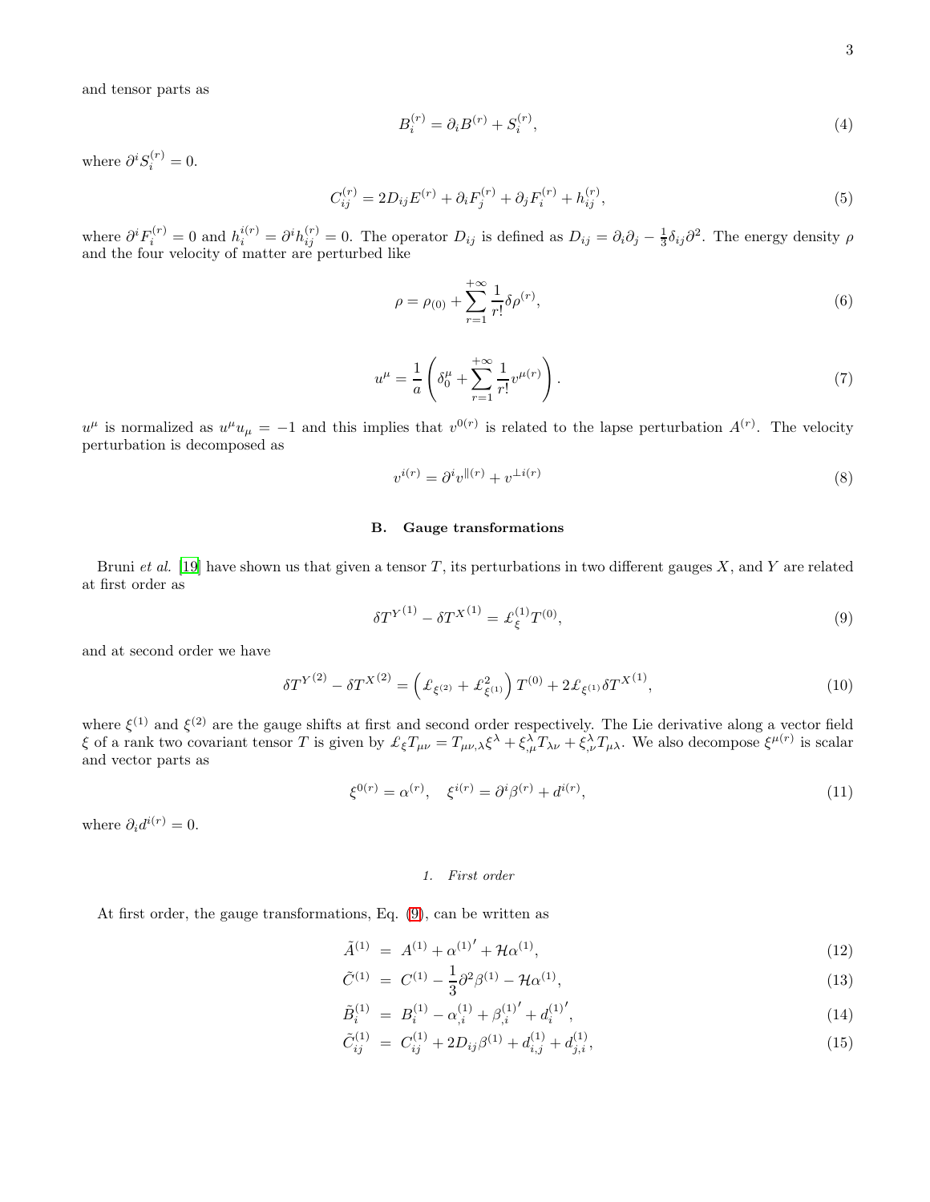and tensor parts as

$$B_i^{(r)} = \partial_i B^{(r)} + S_i^{(r)}, \tag{4}$$

where $\partial^i S_i^{(r)} = 0$.

$$C_{ij}^{(r)} = 2D_{ij}E^{(r)} + \partial_i F_j^{(r)} + \partial_j F_i^{(r)} + h_{ij}^{(r)}, \tag{5}$$

where $\partial^i F_i^{(r)} = 0$ and $h_i^{i(r)} = \partial^i h_{ij}^{(r)} = 0$. The operator $D_{ij}$ is defined as $D_{ij} = \partial_i \partial_j - \frac{1}{3}\delta_{ij}\partial^2$. The energy density $\rho$ and the four velocity of matter are perturbed like

$$\rho = \rho_{(0)} + \sum_{r=1}^{+\infty} \frac{1}{r!}\delta\rho^{(r)}, \tag{6}$$

$$u^\mu = \frac{1}{a}\left(\delta_0^\mu + \sum_{r=1}^{+\infty}\frac{1}{r!}v^{\mu(r)}\right). \tag{7}$$

$u^\mu$ is normalized as $u^\mu u_\mu = -1$ and this implies that $v^{0(r)}$ is related to the lapse perturbation $A^{(r)}$. The velocity perturbation is decomposed as

$$v^{i(r)} = \partial^i v^{\|(r)} + v^{\perp i(r)} \tag{8}$$

### B. Gauge transformations

Bruni *et al.* [19] have shown us that given a tensor $T$, its perturbations in two different gauges $X$, and $Y$ are related at first order as

$$\delta T^{Y^{(1)}} - \delta T^{X^{(1)}} = \pounds_{\xi}^{(1)} T^{(0)}, \tag{9}$$

and at second order we have

$$\delta T^{Y^{(2)}} - \delta T^{X^{(2)}} = \left(\pounds_{\xi^{(2)}} + \pounds_{\xi^{(1)}}^2\right)T^{(0)} + 2\pounds_{\xi^{(1)}}\delta T^{X^{(1)}}, \tag{10}$$

where $\xi^{(1)}$ and $\xi^{(2)}$ are the gauge shifts at first and second order respectively. The Lie derivative along a vector field $\xi$ of a rank two covariant tensor $T$ is given by $\pounds_\xi T_{\mu\nu} = T_{\mu\nu,\lambda}\xi^\lambda + \xi^\lambda_{,\mu}T_{\lambda\nu} + \xi^\lambda_{,\nu}T_{\mu\lambda}$. We also decompose $\xi^{\mu(r)}$ is scalar and vector parts as

$$\xi^{0(r)} = \alpha^{(r)}, \quad \xi^{i(r)} = \partial^i\beta^{(r)} + d^{i(r)}, \tag{11}$$

where $\partial_i d^{i(r)} = 0$.

#### 1. First order

At first order, the gauge transformations, Eq. (9), can be written as

$$\tilde{A}^{(1)} = A^{(1)} + \alpha^{(1)\prime} + \mathcal{H}\alpha^{(1)}, \tag{12}$$

$$\tilde{C}^{(1)} = C^{(1)} - \frac{1}{3}\partial^2\beta^{(1)} - \mathcal{H}\alpha^{(1)}, \tag{13}$$

$$\tilde{B}_i^{(1)} = B_i^{(1)} - \alpha_{,i}^{(1)} + \beta_{,i}^{(1)\prime} + d_i^{(1)\prime}, \tag{14}$$

$$\tilde{C}_{ij}^{(1)} = C_{ij}^{(1)} + 2D_{ij}\beta^{(1)} + d_{i,j}^{(1)} + d_{j,i}^{(1)}, \tag{15}$$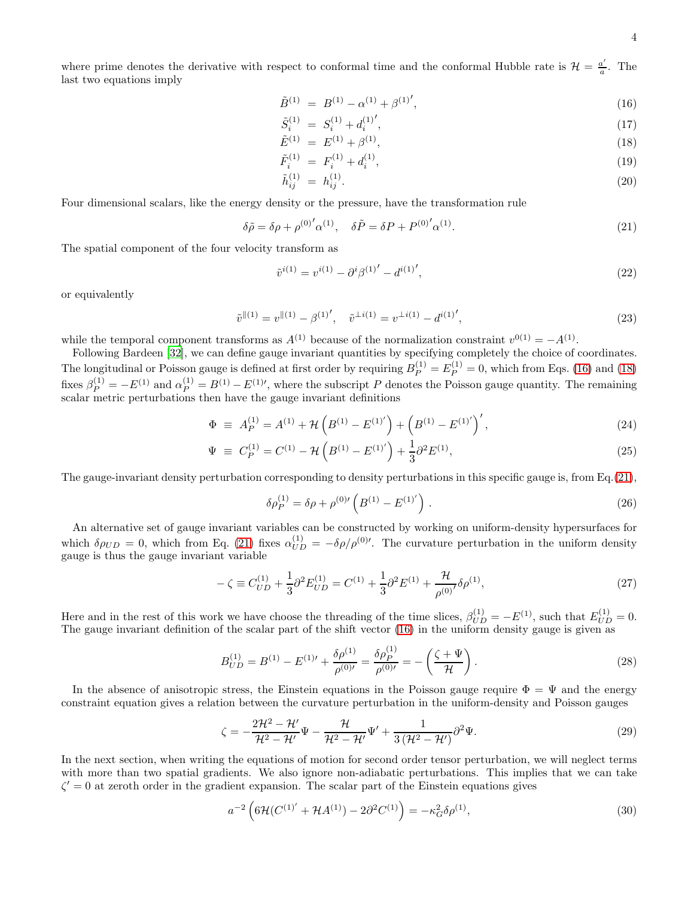where prime denotes the derivative with respect to conformal time and the conformal Hubble rate is $\mathcal{H} = \frac{a'}{a}$. The last two equations imply

$$\tilde{B}^{(1)} = B^{(1)} - \alpha^{(1)} + \beta^{(1)'}, \tag{16}$$

$$\tilde{S}_i^{(1)} = S_i^{(1)} + d_i^{(1)'}, \tag{17}$$

$$\tilde{E}^{(1)} = E^{(1)} + \beta^{(1)}, \tag{18}$$

$$\tilde{F}_i^{(1)} = F_i^{(1)} + d_i^{(1)}, \tag{19}$$

$$\tilde{h}_{ij}^{(1)} = h_{ij}^{(1)}. \tag{20}$$

Four dimensional scalars, like the energy density or the pressure, have the transformation rule

$$\delta\tilde{\rho} = \delta\rho + \rho^{(0)'}\alpha^{(1)}, \quad \delta\tilde{P} = \delta P + P^{(0)'}\alpha^{(1)}. \tag{21}$$

The spatial component of the four velocity transform as

$$\tilde{v}^{i(1)} = v^{i(1)} - \partial^i\beta^{(1)'} - d^{i(1)'}, \tag{22}$$

or equivalently

$$\tilde{v}^{\parallel(1)} = v^{\parallel(1)} - \beta^{(1)'}, \quad \tilde{v}^{\perp i(1)} = v^{\perp i(1)} - d^{i(1)'}, \tag{23}$$

while the temporal component transforms as $A^{(1)}$ because of the normalization constraint $v^{0(1)} = -A^{(1)}$.

Following Bardeen [32], we can define gauge invariant quantities by specifying completely the choice of coordinates. The longitudinal or Poisson gauge is defined at first order by requiring $B_P^{(1)} = E_P^{(1)} = 0$, which from Eqs. (16) and (18) fixes $\beta_P^{(1)} = -E^{(1)}$ and $\alpha_P^{(1)} = B^{(1)} - E^{(1)\prime}$, where the subscript $P$ denotes the Poisson gauge quantity. The remaining scalar metric perturbations then have the gauge invariant definitions

$$\Phi \equiv A_P^{(1)} = A^{(1)} + \mathcal{H}\left(B^{(1)} - E^{(1)'}\right) + \left(B^{(1)} - E^{(1)'}\right)', \tag{24}$$

$$\Psi \equiv C_P^{(1)} = C^{(1)} - \mathcal{H}\left(B^{(1)} - E^{(1)'}\right) + \frac{1}{3}\partial^2 E^{(1)}, \tag{25}$$

The gauge-invariant density perturbation corresponding to density perturbations in this specific gauge is, from Eq.(21),

$$\delta\rho_P^{(1)} = \delta\rho + \rho^{(0)\prime}\left(B^{(1)} - E^{(1)'}\right). \tag{26}$$

An alternative set of gauge invariant variables can be constructed by working on uniform-density hypersurfaces for which $\delta\rho_{UD} = 0$, which from Eq. (21) fixes $\alpha_{UD}^{(1)} = -\delta\rho/\rho^{(0)\prime}$. The curvature perturbation in the uniform density gauge is thus the gauge invariant variable

$$-\zeta \equiv C_{UD}^{(1)} + \frac{1}{3}\partial^2 E_{UD}^{(1)} = C^{(1)} + \frac{1}{3}\partial^2 E^{(1)} + \frac{\mathcal{H}}{\rho^{(0)'}}\delta\rho^{(1)}, \tag{27}$$

Here and in the rest of this work we have choose the threading of the time slices, $\beta_{UD}^{(1)} = -E^{(1)}$, such that $E_{UD}^{(1)} = 0$. The gauge invariant definition of the scalar part of the shift vector (16) in the uniform density gauge is given as

$$B_{UD}^{(1)} = B^{(1)} - E^{(1)\prime} + \frac{\delta\rho^{(1)}}{\rho^{(0)\prime}} = \frac{\delta\rho_P^{(1)}}{\rho^{(0)\prime}} = -\left(\frac{\zeta + \Psi}{\mathcal{H}}\right). \tag{28}$$

In the absence of anisotropic stress, the Einstein equations in the Poisson gauge require $\Phi = \Psi$ and the energy constraint equation gives a relation between the curvature perturbation in the uniform-density and Poisson gauges

$$\zeta = -\frac{2\mathcal{H}^2 - \mathcal{H}'}{\mathcal{H}^2 - \mathcal{H}'}\Psi - \frac{\mathcal{H}}{\mathcal{H}^2 - \mathcal{H}'}\Psi' + \frac{1}{3\left(\mathcal{H}^2 - \mathcal{H}'\right)}\partial^2\Psi. \tag{29}$$

In the next section, when writing the equations of motion for second order tensor perturbation, we will neglect terms with more than two spatial gradients. We also ignore non-adiabatic perturbations. This implies that we can take $\zeta' = 0$ at zeroth order in the gradient expansion. The scalar part of the Einstein equations gives

$$a^{-2}\left(6\mathcal{H}(C^{(1)'} + \mathcal{H}A^{(1)}) - 2\partial^2 C^{(1)}\right) = -\kappa_G^2\delta\rho^{(1)}, \tag{30}$$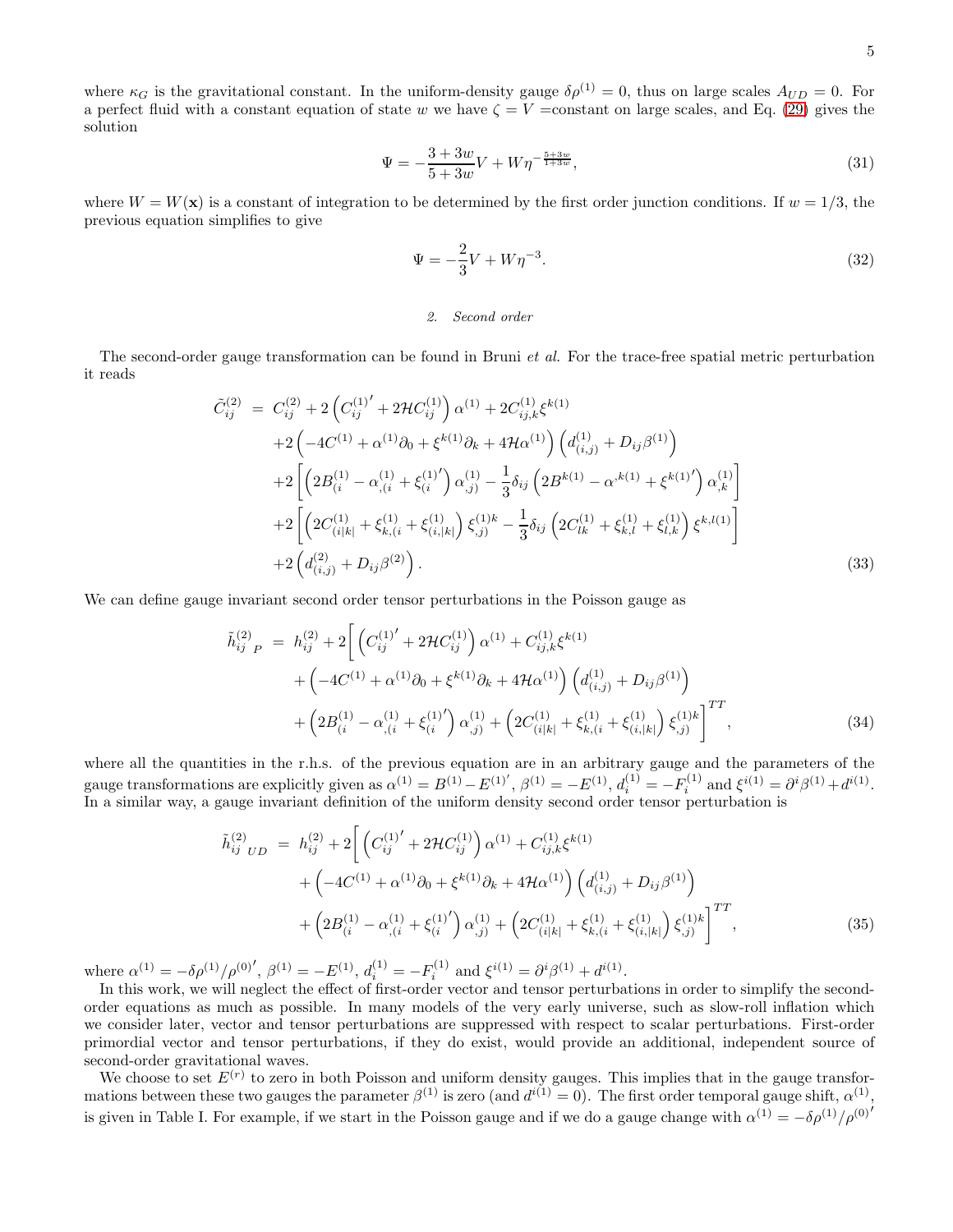where $\kappa_G$ is the gravitational constant. In the uniform-density gauge $\delta\rho^{(1)} = 0$, thus on large scales $A_{UD} = 0$. For a perfect fluid with a constant equation of state $w$ we have $\zeta = V =$constant on large scales, and Eq. (29) gives the solution

$$\Psi = -\frac{3+3w}{5+3w}V + W\eta^{-\frac{5+3w}{1+3w}}, \tag{31}$$

where $W = W(\mathbf{x})$ is a constant of integration to be determined by the first order junction conditions. If $w = 1/3$, the previous equation simplifies to give

$$\Psi = -\frac{2}{3}V + W\eta^{-3}. \tag{32}$$

### *2. Second order*

The second-order gauge transformation can be found in Bruni *et al.* For the trace-free spatial metric perturbation it reads

$$\begin{aligned}
\tilde{C}^{(2)}_{ij} \;=\;& C^{(2)}_{ij} + 2\left(C^{(1)'}_{ij} + 2\mathcal{H}C^{(1)}_{ij}\right)\alpha^{(1)} + 2C^{(1)}_{ij,k}\xi^{k(1)} \\
&+2\left(-4C^{(1)} + \alpha^{(1)}\partial_0 + \xi^{k(1)}\partial_k + 4\mathcal{H}\alpha^{(1)}\right)\left(d^{(1)}_{(i,j)} + D_{ij}\beta^{(1)}\right) \\
&+2\left[\left(2B^{(1)}_{(i} - \alpha^{(1)}_{,(i} + \xi^{(1)'}_{(i}\right)\alpha^{(1)}_{,j)} - \frac{1}{3}\delta_{ij}\left(2B^{k(1)} - \alpha^{,k(1)} + \xi^{k(1)'}\right)\alpha^{(1)}_{,k}\right] \\
&+2\left[\left(2C^{(1)}_{(i|k|} + \xi^{(1)}_{k,(i} + \xi^{(1)}_{(i,|k|}\right)\xi^{(1)k}_{,j)} - \frac{1}{3}\delta_{ij}\left(2C^{(1)}_{lk} + \xi^{(1)}_{k,l} + \xi^{(1)}_{l,k}\right)\xi^{k,l(1)}\right] \\
&+2\left(d^{(2)}_{(i,j)} + D_{ij}\beta^{(2)}\right).
\end{aligned} \tag{33}$$

We can define gauge invariant second order tensor perturbations in the Poisson gauge as

$$\begin{aligned}
\tilde{h}^{(2)}_{ij\;P} \;=\;& h^{(2)}_{ij} + 2\Bigg[\left(C^{(1)'}_{ij} + 2\mathcal{H}C^{(1)}_{ij}\right)\alpha^{(1)} + C^{(1)}_{ij,k}\xi^{k(1)} \\
&+\left(-4C^{(1)} + \alpha^{(1)}\partial_0 + \xi^{k(1)}\partial_k + 4\mathcal{H}\alpha^{(1)}\right)\left(d^{(1)}_{(i,j)} + D_{ij}\beta^{(1)}\right) \\
&+\left(2B^{(1)}_{(i} - \alpha^{(1)}_{,(i} + \xi^{(1)'}_{(i}\right)\alpha^{(1)}_{,j)} + \left(2C^{(1)}_{(i|k|} + \xi^{(1)}_{k,(i} + \xi^{(1)}_{(i,|k|}\right)\xi^{(1)k}_{,j)}\Bigg]^{TT},
\end{aligned} \tag{34}$$

where all the quantities in the r.h.s. of the previous equation are in an arbitrary gauge and the parameters of the gauge transformations are explicitly given as $\alpha^{(1)} = B^{(1)} - E^{(1)'}$, $\beta^{(1)} = -E^{(1)}$, $d^{(1)}_i = -F^{(1)}_i$ and $\xi^{i(1)} = \partial^i\beta^{(1)} + d^{i(1)}$. In a similar way, a gauge invariant definition of the uniform density second order tensor perturbation is

$$\begin{aligned}
\tilde{h}^{(2)}_{ij\;UD} \;=\;& h^{(2)}_{ij} + 2\Bigg[\left(C^{(1)'}_{ij} + 2\mathcal{H}C^{(1)}_{ij}\right)\alpha^{(1)} + C^{(1)}_{ij,k}\xi^{k(1)} \\
&+\left(-4C^{(1)} + \alpha^{(1)}\partial_0 + \xi^{k(1)}\partial_k + 4\mathcal{H}\alpha^{(1)}\right)\left(d^{(1)}_{(i,j)} + D_{ij}\beta^{(1)}\right) \\
&+\left(2B^{(1)}_{(i} - \alpha^{(1)}_{,(i} + \xi^{(1)'}_{(i}\right)\alpha^{(1)}_{,j)} + \left(2C^{(1)}_{(i|k|} + \xi^{(1)}_{k,(i} + \xi^{(1)}_{(i,|k|}\right)\xi^{(1)k}_{,j)}\Bigg]^{TT},
\end{aligned} \tag{35}$$

where $\alpha^{(1)} = -\delta\rho^{(1)}/\rho^{(0)'}$, $\beta^{(1)} = -E^{(1)}$, $d^{(1)}_i = -F^{(1)}_i$ and $\xi^{i(1)} = \partial^i\beta^{(1)} + d^{i(1)}$.

In this work, we will neglect the effect of first-order vector and tensor perturbations in order to simplify the second-order equations as much as possible. In many models of the very early universe, such as slow-roll inflation which we consider later, vector and tensor perturbations are suppressed with respect to scalar perturbations. First-order primordial vector and tensor perturbations, if they do exist, would provide an additional, independent source of second-order gravitational waves.

We choose to set $E^{(r)}$ to zero in both Poisson and uniform density gauges. This implies that in the gauge transformations between these two gauges the parameter $\beta^{(1)}$ is zero (and $d^{i(1)} = 0$). The first order temporal gauge shift, $\alpha^{(1)}$, is given in Table I. For example, if we start in the Poisson gauge and if we do a gauge change with $\alpha^{(1)} = -\delta\rho^{(1)}/\rho^{(0)'}$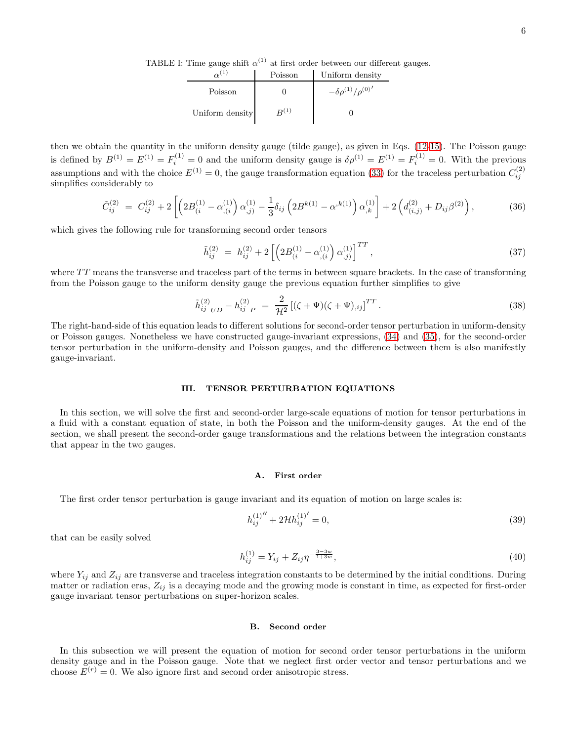TABLE I: Time gauge shift $\alpha^{(1)}$ at first order between our different gauges.

| $\alpha^{(1)}$ | Poisson | Uniform density |
|---|---|---|
| Poisson | $0$ | $-\delta\rho^{(1)}/\rho^{(0)\prime}$ |
| Uniform density | $B^{(1)}$ | $0$ |

then we obtain the quantity in the uniform density gauge (tilde gauge), as given in Eqs. (12-15). The Poisson gauge is defined by $B^{(1)} = E^{(1)} = F_i^{(1)} = 0$ and the uniform density gauge is $\delta\rho^{(1)} = E^{(1)} = F_i^{(1)} = 0$. With the previous assumptions and with the choice $E^{(1)} = 0$, the gauge transformation equation (33) for the traceless perturbation $C_{ij}^{(2)}$ simplifies considerably to

$$\tilde{C}_{ij}^{(2)} \;=\; C_{ij}^{(2)} + 2\left[\left(2B_{(i}^{(1)} - \alpha_{,(i}^{(1)}\right)\alpha_{,j)}^{(1)} - \frac{1}{3}\delta_{ij}\left(2B^{k(1)} - \alpha^{,k(1)}\right)\alpha_{,k}^{(1)}\right] + 2\left(d_{(i,j)}^{(2)} + D_{ij}\beta^{(2)}\right), \tag{36}$$

which gives the following rule for transforming second order tensors

$$\tilde{h}_{ij}^{(2)} \;=\; h_{ij}^{(2)} + 2\left[\left(2B_{(i}^{(1)} - \alpha_{,(i}^{(1)}\right)\alpha_{,j)}^{(1)}\right]^{TT}, \tag{37}$$

where $TT$ means the transverse and traceless part of the terms in between square brackets. In the case of transforming from the Poisson gauge to the uniform density gauge the previous equation further simplifies to give

$$\tilde{h}_{ij\;UD}^{(2)} - h_{ij\;P}^{(2)} \;=\; \frac{2}{\mathcal{H}^2}\left[(\zeta+\Psi)(\zeta+\Psi)_{,ij}\right]^{TT}. \tag{38}$$

The right-hand-side of this equation leads to different solutions for second-order tensor perturbation in uniform-density or Poisson gauges. Nonetheless we have constructed gauge-invariant expressions, (34) and (35), for the second-order tensor perturbation in the uniform-density and Poisson gauges, and the difference between them is also manifestly gauge-invariant.

## III. TENSOR PERTURBATION EQUATIONS

In this section, we will solve the first and second-order large-scale equations of motion for tensor perturbations in a fluid with a constant equation of state, in both the Poisson and the uniform-density gauges. At the end of the section, we shall present the second-order gauge transformations and the relations between the integration constants that appear in the two gauges.

### A. First order

The first order tensor perturbation is gauge invariant and its equation of motion on large scales is:

$$h_{ij}^{(1)\prime\prime} + 2\mathcal{H}h_{ij}^{(1)\prime} = 0, \tag{39}$$

that can be easily solved

$$h_{ij}^{(1)} = Y_{ij} + Z_{ij}\,\eta^{-\frac{3-3w}{1+3w}}, \tag{40}$$

where $Y_{ij}$ and $Z_{ij}$ are transverse and traceless integration constants to be determined by the initial conditions. During matter or radiation eras, $Z_{ij}$ is a decaying mode and the growing mode is constant in time, as expected for first-order gauge invariant tensor perturbations on super-horizon scales.

### B. Second order

In this subsection we will present the equation of motion for second order tensor perturbations in the uniform density gauge and in the Poisson gauge. Note that we neglect first order vector and tensor perturbations and we choose $E^{(r)} = 0$. We also ignore first and second order anisotropic stress.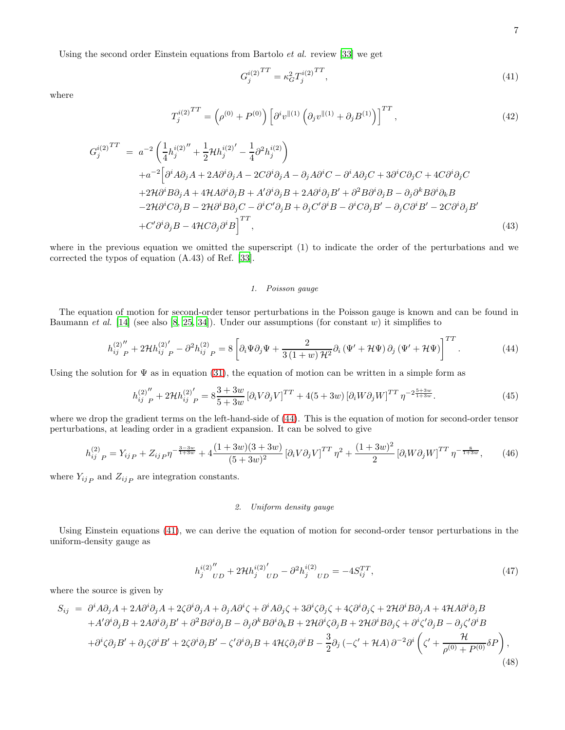Using the second order Einstein equations from Bartolo *et al.* review [33] we get

$$G^{i(2)^{TT}}_{j} = \kappa_G^2 T^{i(2)^{TT}}_{j}, \tag{41}$$

where

$$T^{i(2)^{TT}}_{j} = \left(\rho^{(0)} + P^{(0)}\right)\left[\partial^i v^{\parallel(1)}\left(\partial_j v^{\parallel(1)} + \partial_j B^{(1)}\right)\right]^{TT}, \tag{42}$$

$$\begin{aligned}
G^{i(2)^{TT}}_{j} \;=\;& a^{-2}\left(\frac{1}{4}h^{i(2)''}_{j} + \frac{1}{2}\mathcal{H}h^{i(2)'}_{j} - \frac{1}{4}\partial^2 h^{i(2)}_{j}\right) \\
&+ a^{-2}\Big[\partial^i A\partial_j A + 2A\partial^i\partial_j A - 2C\partial^i\partial_j A - \partial_j A\partial^i C - \partial^i A\partial_j C + 3\partial^i C\partial_j C + 4C\partial^i\partial_j C \\
&+ 2\mathcal{H}\partial^i B\partial_j A + 4\mathcal{H}A\partial^i\partial_j B + A'\partial^i\partial_j B + 2A\partial^i\partial_j B' + \partial^2 B\partial^i\partial_j B - \partial_j\partial^k B\partial^i\partial_k B \\
&- 2\mathcal{H}\partial^i C\partial_j B - 2\mathcal{H}\partial^i B\partial_j C - \partial^i C'\partial_j B + \partial_j C'\partial^i B - \partial^i C\partial_j B' - \partial_j C\partial^i B' - 2C\partial^i\partial_j B' \\
&+ C'\partial^i\partial_j B - 4\mathcal{H}C\partial_j\partial^i B\Big]^{TT},
\end{aligned} \tag{43}$$

where in the previous equation we omitted the superscript (1) to indicate the order of the perturbations and we corrected the typos of equation (A.43) of Ref. [33].

### 1. Poisson gauge

The equation of motion for second-order tensor perturbations in the Poisson gauge is known and can be found in Baumann *et al.* [14] (see also [8, 25, 34]). Under our assumptions (for constant $w$) it simplifies to

$$h^{(2)''}_{ij\;P} + 2\mathcal{H}h^{(2)'}_{ij\;P} - \partial^2 h^{(2)}_{ij\;P} = 8\left[\partial_i\Psi\partial_j\Psi + \frac{2}{3(1+w)\mathcal{H}^2}\partial_i\left(\Psi' + \mathcal{H}\Psi\right)\partial_j\left(\Psi' + \mathcal{H}\Psi\right)\right]^{TT}. \tag{44}$$

Using the solution for $\Psi$ as in equation (31), the equation of motion can be written in a simple form as

$$h^{(2)''}_{ij\;P} + 2\mathcal{H}h^{(2)'}_{ij\;P} = 8\frac{3+3w}{5+3w}\left[\partial_i V\partial_j V\right]^{TT} + 4(5+3w)\left[\partial_i W\partial_j W\right]^{TT}\eta^{-2\frac{5+3w}{1+3w}}. \tag{45}$$

where we drop the gradient terms on the left-hand-side of (44). This is the equation of motion for second-order tensor perturbations, at leading order in a gradient expansion. It can be solved to give

$$h^{(2)}_{ij\;P} = Y_{ij\,P} + Z_{ij\,P}\eta^{-\frac{3-3w}{1+3w}} + 4\frac{(1+3w)(3+3w)}{(5+3w)^2}\left[\partial_i V\partial_j V\right]^{TT}\eta^2 + \frac{(1+3w)^2}{2}\left[\partial_i W\partial_j W\right]^{TT}\eta^{-\frac{8}{1+3w}}, \tag{46}$$

where $Y_{ij\,P}$ and $Z_{ij\,P}$ are integration constants.

### 2. Uniform density gauge

Using Einstein equations (41), we can derive the equation of motion for second-order tensor perturbations in the uniform-density gauge as

$$h^{i(2)''}_{j\;\;UD} + 2\mathcal{H}h^{i(2)'}_{j\;\;UD} - \partial^2 h^{i(2)}_{j\;\;UD} = -4S^{TT}_{ij}, \tag{47}$$

where the source is given by

$$\begin{aligned}
S_{ij} \;=\;& \partial^i A\partial_j A + 2A\partial^i\partial_j A + 2\zeta\partial^i\partial_j A + \partial_j A\partial^i\zeta + \partial^i A\partial_j\zeta + 3\partial^i\zeta\partial_j\zeta + 4\zeta\partial^i\partial_j\zeta + 2\mathcal{H}\partial^i B\partial_j A + 4\mathcal{H}A\partial^i\partial_j B \\
&+ A'\partial^i\partial_j B + 2A\partial^i\partial_j B' + \partial^2 B\partial^i\partial_j B - \partial_j\partial^k B\partial^i\partial_k B + 2\mathcal{H}\partial^i\zeta\partial_j B + 2\mathcal{H}\partial^i B\partial_j\zeta + \partial^i\zeta'\partial_j B - \partial_j\zeta'\partial^i B \\
&+ \partial^i\zeta\partial_j B' + \partial_j\zeta\partial^i B' + 2\zeta\partial^i\partial_j B' - \zeta'\partial^i\partial_j B + 4\mathcal{H}\zeta\partial_j\partial^i B - \frac{3}{2}\partial_j\left(-\zeta' + \mathcal{H}A\right)\partial^{-2}\partial^i\left(\zeta' + \frac{\mathcal{H}}{\rho^{(0)} + P^{(0)}}\delta P\right),
\end{aligned} \tag{48}$$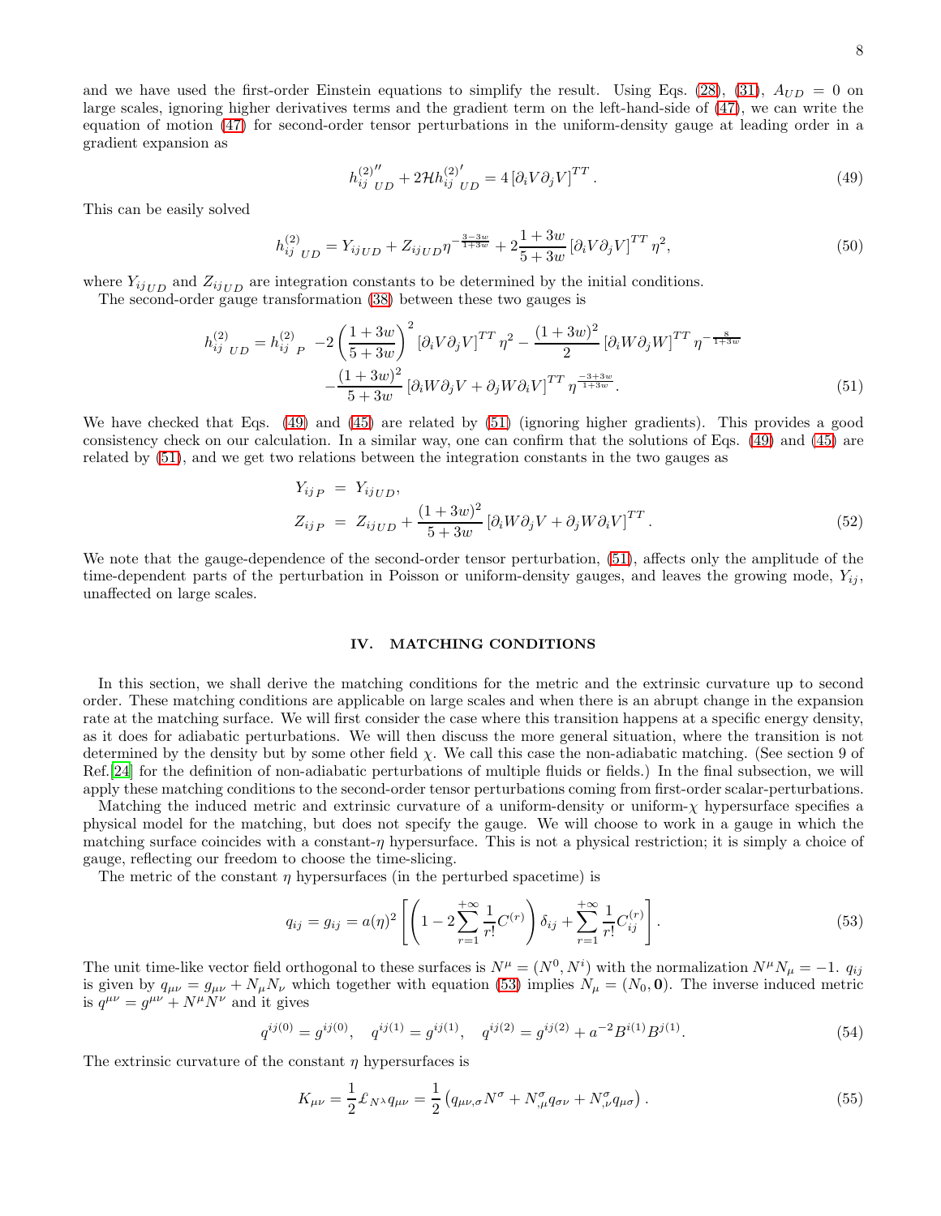and we have used the first-order Einstein equations to simplify the result. Using Eqs. (28), (31), $A_{UD} = 0$ on large scales, ignoring higher derivatives terms and the gradient term on the left-hand-side of (47), we can write the equation of motion (47) for second-order tensor perturbations in the uniform-density gauge at leading order in a gradient expansion as

$$
h^{(2)\,\prime\prime}_{ij\;UD} + 2\mathcal{H} h^{(2)\,\prime}_{ij\;UD} = 4\left[\partial_i V \partial_j V\right]^{TT}. \tag{49}
$$

This can be easily solved

$$
h^{(2)}_{ij\;UD} = Y_{ij\,UD} + Z_{ij\,UD}\,\eta^{-\frac{3-3w}{1+3w}} + 2\frac{1+3w}{5+3w}\left[\partial_i V \partial_j V\right]^{TT}\eta^2, \tag{50}
$$

where $Y_{ij\,UD}$ and $Z_{ij\,UD}$ are integration constants to be determined by the initial conditions.

The second-order gauge transformation (38) between these two gauges is

$$
\begin{aligned}
h^{(2)}_{ij\;UD} = h^{(2)}_{ij\;P} & -2\left(\frac{1+3w}{5+3w}\right)^2 \left[\partial_i V \partial_j V\right]^{TT}\eta^2 - \frac{(1+3w)^2}{2}\left[\partial_i W \partial_j W\right]^{TT}\eta^{-\frac{8}{1+3w}} \\
& - \frac{(1+3w)^2}{5+3w}\left[\partial_i W \partial_j V + \partial_j W \partial_i V\right]^{TT}\eta^{\frac{-3+3w}{1+3w}}.
\end{aligned} \tag{51}
$$

We have checked that Eqs. (49) and (45) are related by (51) (ignoring higher gradients). This provides a good consistency check on our calculation. In a similar way, one can confirm that the solutions of Eqs. (49) and (45) are related by (51), and we get two relations between the integration constants in the two gauges as

$$
\begin{aligned}
Y_{ij\,P} &= Y_{ij\,UD}, \\
Z_{ij\,P} &= Z_{ij\,UD} + \frac{(1+3w)^2}{5+3w}\left[\partial_i W \partial_j V + \partial_j W \partial_i V\right]^{TT}.
\end{aligned} \tag{52}
$$

We note that the gauge-dependence of the second-order tensor perturbation, (51), affects only the amplitude of the time-dependent parts of the perturbation in Poisson or uniform-density gauges, and leaves the growing mode, $Y_{ij}$, unaffected on large scales.

## IV. MATCHING CONDITIONS

In this section, we shall derive the matching conditions for the metric and the extrinsic curvature up to second order. These matching conditions are applicable on large scales and when there is an abrupt change in the expansion rate at the matching surface. We will first consider the case where this transition happens at a specific energy density, as it does for adiabatic perturbations. We will then discuss the more general situation, where the transition is not determined by the density but by some other field $\chi$. We call this case the non-adiabatic matching. (See section 9 of Ref.[24] for the definition of non-adiabatic perturbations of multiple fluids or fields.) In the final subsection, we will apply these matching conditions to the second-order tensor perturbations coming from first-order scalar-perturbations.

Matching the induced metric and extrinsic curvature of a uniform-density or uniform-$\chi$ hypersurface specifies a physical model for the matching, but does not specify the gauge. We will choose to work in a gauge in which the matching surface coincides with a constant-$\eta$ hypersurface. This is not a physical restriction; it is simply a choice of gauge, reflecting our freedom to choose the time-slicing.

The metric of the constant $\eta$ hypersurfaces (in the perturbed spacetime) is

$$
q_{ij} = g_{ij} = a(\eta)^2\left[\left(1 - 2\sum_{r=1}^{+\infty}\frac{1}{r!}C^{(r)}\right)\delta_{ij} + \sum_{r=1}^{+\infty}\frac{1}{r!}C^{(r)}_{ij}\right]. \tag{53}
$$

The unit time-like vector field orthogonal to these surfaces is $N^\mu = (N^0, N^i)$ with the normalization $N^\mu N_\mu = -1$. $q_{ij}$ is given by $q_{\mu\nu} = g_{\mu\nu} + N_\mu N_\nu$ which together with equation (53) implies $N_\mu = (N_0, \mathbf{0})$. The inverse induced metric is $q^{\mu\nu} = g^{\mu\nu} + N^\mu N^\nu$ and it gives

$$
q^{ij(0)} = g^{ij(0)}, \quad q^{ij(1)} = g^{ij(1)}, \quad q^{ij(2)} = g^{ij(2)} + a^{-2}B^{i(1)}B^{j(1)}. \tag{54}
$$

The extrinsic curvature of the constant $\eta$ hypersurfaces is

$$
K_{\mu\nu} = \frac{1}{2}\pounds_{N^\lambda} q_{\mu\nu} = \frac{1}{2}\left(q_{\mu\nu,\sigma}N^\sigma + N^\sigma_{,\mu}q_{\sigma\nu} + N^\sigma_{,\nu}q_{\mu\sigma}\right). \tag{55}
$$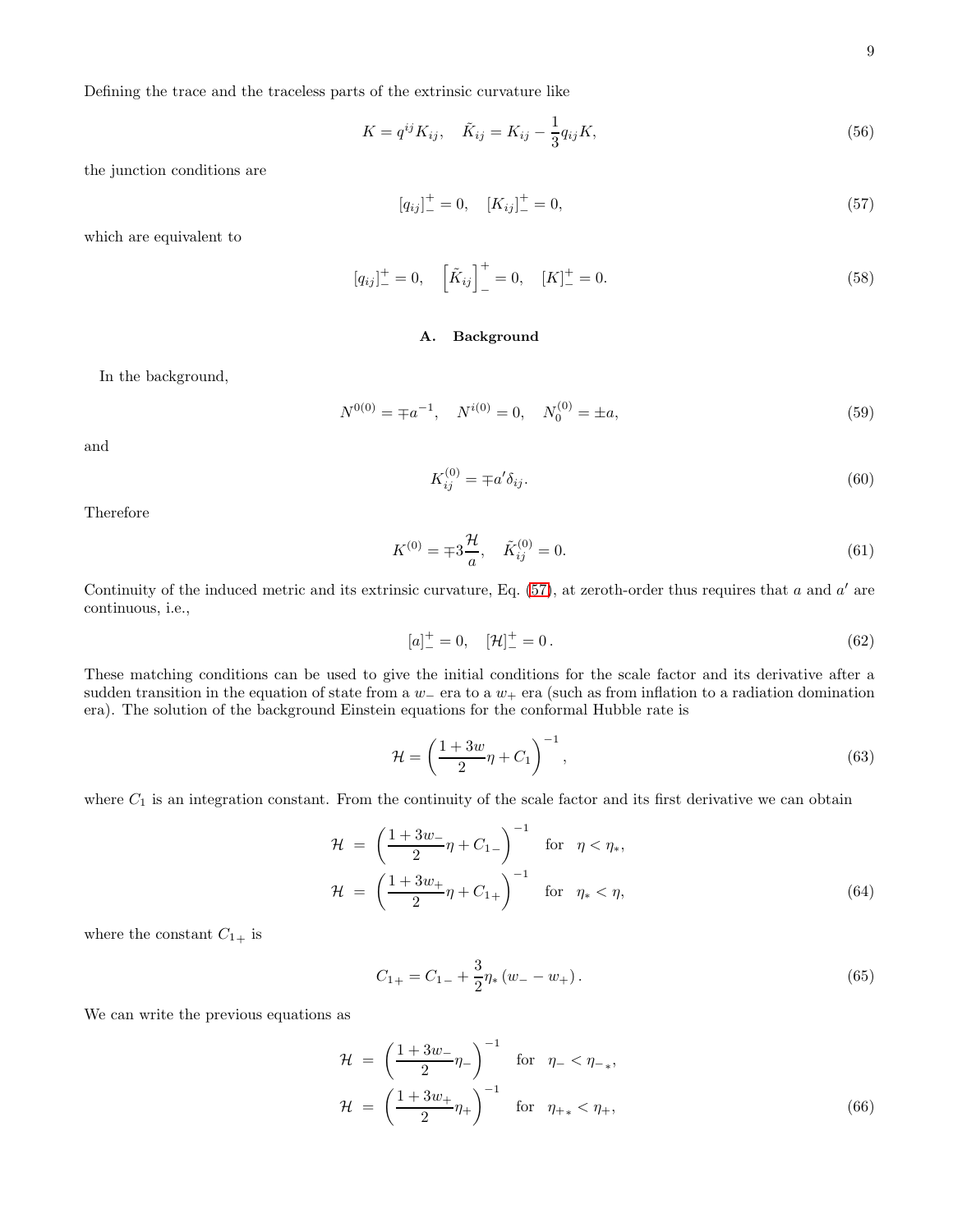Defining the trace and the traceless parts of the extrinsic curvature like

$$K = q^{ij} K_{ij}, \quad \tilde{K}_{ij} = K_{ij} - \frac{1}{3} q_{ij} K, \tag{56}$$

the junction conditions are

$$[q_{ij}]^+_- = 0, \quad [K_{ij}]^+_- = 0, \tag{57}$$

which are equivalent to

$$[q_{ij}]^+_- = 0, \quad \left[\tilde{K}_{ij}\right]^+_- = 0, \quad [K]^+_- = 0. \tag{58}$$

### A. Background

In the background,

$$N^{0(0)} = \mp a^{-1}, \quad N^{i(0)} = 0, \quad N_0^{(0)} = \pm a, \tag{59}$$

and

$$K_{ij}^{(0)} = \mp a' \delta_{ij}. \tag{60}$$

Therefore

$$K^{(0)} = \mp 3 \frac{\mathcal{H}}{a}, \quad \tilde{K}_{ij}^{(0)} = 0. \tag{61}$$

Continuity of the induced metric and its extrinsic curvature, Eq. (57), at zeroth-order thus requires that $a$ and $a'$ are continuous, i.e.,

$$[a]^+_- = 0, \quad [\mathcal{H}]^+_- = 0\,. \tag{62}$$

These matching conditions can be used to give the initial conditions for the scale factor and its derivative after a sudden transition in the equation of state from a $w_-$ era to a $w_+$ era (such as from inflation to a radiation domination era). The solution of the background Einstein equations for the conformal Hubble rate is

$$\mathcal{H} = \left( \frac{1+3w}{2} \eta + C_1 \right)^{-1}, \tag{63}$$

where $C_1$ is an integration constant. From the continuity of the scale factor and its first derivative we can obtain

$$\begin{aligned}
\mathcal{H} &= \left( \frac{1+3w_-}{2} \eta + C_{1-} \right)^{-1} \quad \text{for} \quad \eta < \eta_*, \\
\mathcal{H} &= \left( \frac{1+3w_+}{2} \eta + C_{1+} \right)^{-1} \quad \text{for} \quad \eta_* < \eta,
\end{aligned} \tag{64}$$

where the constant $C_{1+}$ is

$$C_{1+} = C_{1-} + \frac{3}{2} \eta_* \left( w_- - w_+ \right). \tag{65}$$

We can write the previous equations as

$$\begin{aligned}
\mathcal{H} &= \left( \frac{1+3w_-}{2} \eta_- \right)^{-1} \quad \text{for} \quad \eta_- < \eta_{-*}, \\
\mathcal{H} &= \left( \frac{1+3w_+}{2} \eta_+ \right)^{-1} \quad \text{for} \quad \eta_{+*} < \eta_+,
\end{aligned} \tag{66}$$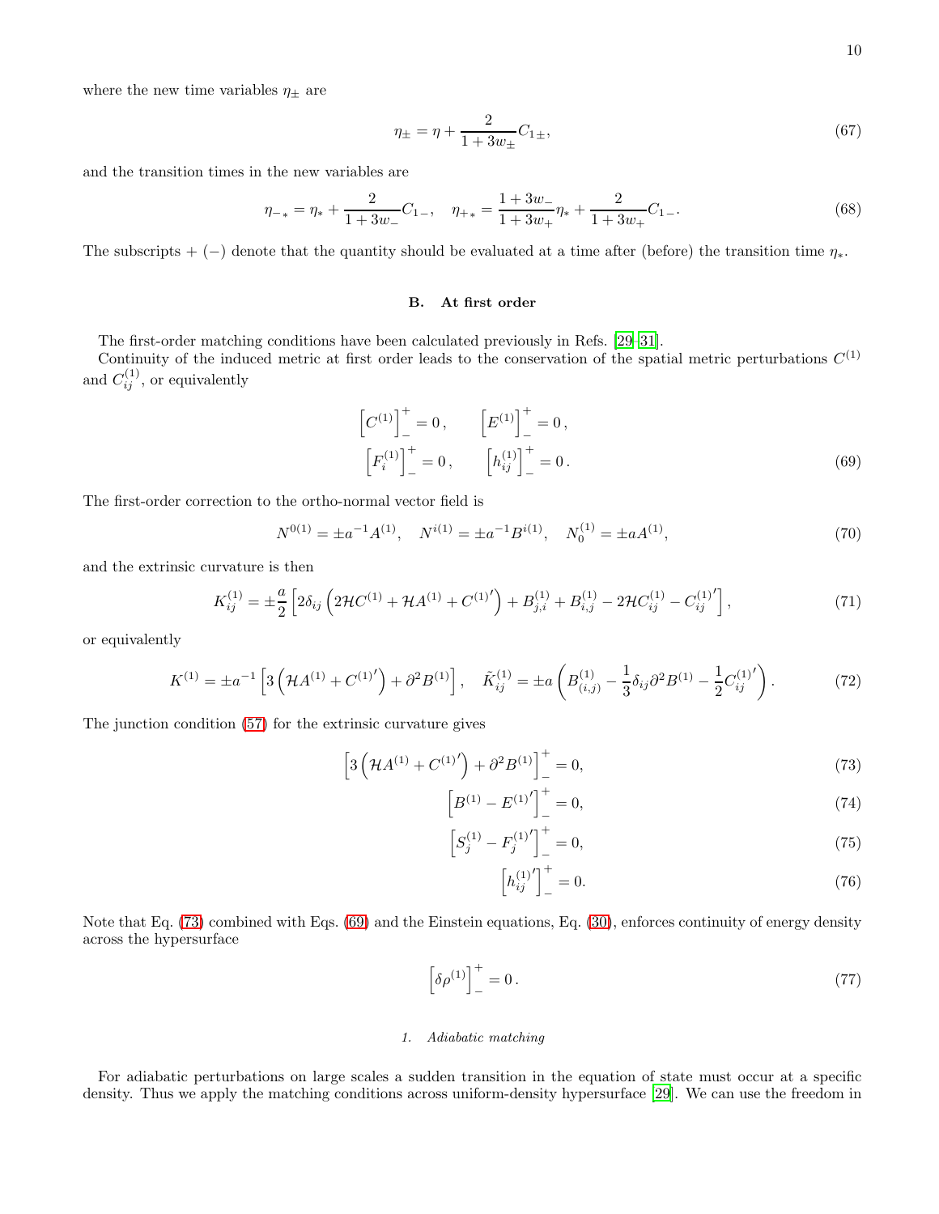where the new time variables $\eta_\pm$ are

$$
\eta_\pm = \eta + \frac{2}{1+3w_\pm} C_{1\pm}, \tag{67}
$$

and the transition times in the new variables are

$$
\eta_{-*} = \eta_* + \frac{2}{1+3w_-} C_{1-}, \quad \eta_{+*} = \frac{1+3w_-}{1+3w_+}\eta_* + \frac{2}{1+3w_+} C_{1-}. \tag{68}
$$

The subscripts + (−) denote that the quantity should be evaluated at a time after (before) the transition time $\eta_*$.

### B. At first order

The first-order matching conditions have been calculated previously in Refs. [29–31].

Continuity of the induced metric at first order leads to the conservation of the spatial metric perturbations $C^{(1)}$ and $C_{ij}^{(1)}$, or equivalently

$$
\left[C^{(1)}\right]_-^+ = 0\,, \qquad \left[E^{(1)}\right]_-^+ = 0\,,
$$
$$
\left[F_i^{(1)}\right]_-^+ = 0\,, \qquad \left[h_{ij}^{(1)}\right]_-^+ = 0\,. \tag{69}
$$

The first-order correction to the ortho-normal vector field is

$$
N^{0(1)} = \pm a^{-1} A^{(1)}, \quad N^{i(1)} = \pm a^{-1} B^{i(1)}, \quad N_0^{(1)} = \pm a A^{(1)}, \tag{70}
$$

and the extrinsic curvature is then

$$
K_{ij}^{(1)} = \pm \frac{a}{2}\left[2\delta_{ij}\left(2\mathcal{H}C^{(1)} + \mathcal{H}A^{(1)} + C^{(1)\prime}\right) + B_{j,i}^{(1)} + B_{i,j}^{(1)} - 2\mathcal{H}C_{ij}^{(1)} - C_{ij}^{(1)\prime}\right], \tag{71}
$$

or equivalently

$$
K^{(1)} = \pm a^{-1}\left[3\left(\mathcal{H}A^{(1)} + C^{(1)\prime}\right) + \partial^2 B^{(1)}\right], \quad \tilde{K}_{ij}^{(1)} = \pm a\left(B_{(i,j)}^{(1)} - \frac{1}{3}\delta_{ij}\partial^2 B^{(1)} - \frac{1}{2}C_{ij}^{(1)\prime}\right). \tag{72}
$$

The junction condition (57) for the extrinsic curvature gives

$$
\left[3\left(\mathcal{H}A^{(1)} + C^{(1)\prime}\right) + \partial^2 B^{(1)}\right]_-^+ = 0, \tag{73}
$$

$$
\left[B^{(1)} - E^{(1)\prime}\right]_-^+ = 0, \tag{74}
$$

$$
\left[S_j^{(1)} - F_j^{(1)\prime}\right]_-^+ = 0, \tag{75}
$$

$$
\left[h_{ij}^{(1)\prime}\right]_-^+ = 0. \tag{76}
$$

Note that Eq. (73) combined with Eqs. (69) and the Einstein equations, Eq. (30), enforces continuity of energy density across the hypersurface

$$
\left[\delta\rho^{(1)}\right]_-^+ = 0\,. \tag{77}
$$

#### 1. Adiabatic matching

For adiabatic perturbations on large scales a sudden transition in the equation of state must occur at a specific density. Thus we apply the matching conditions across uniform-density hypersurface [29]. We can use the freedom in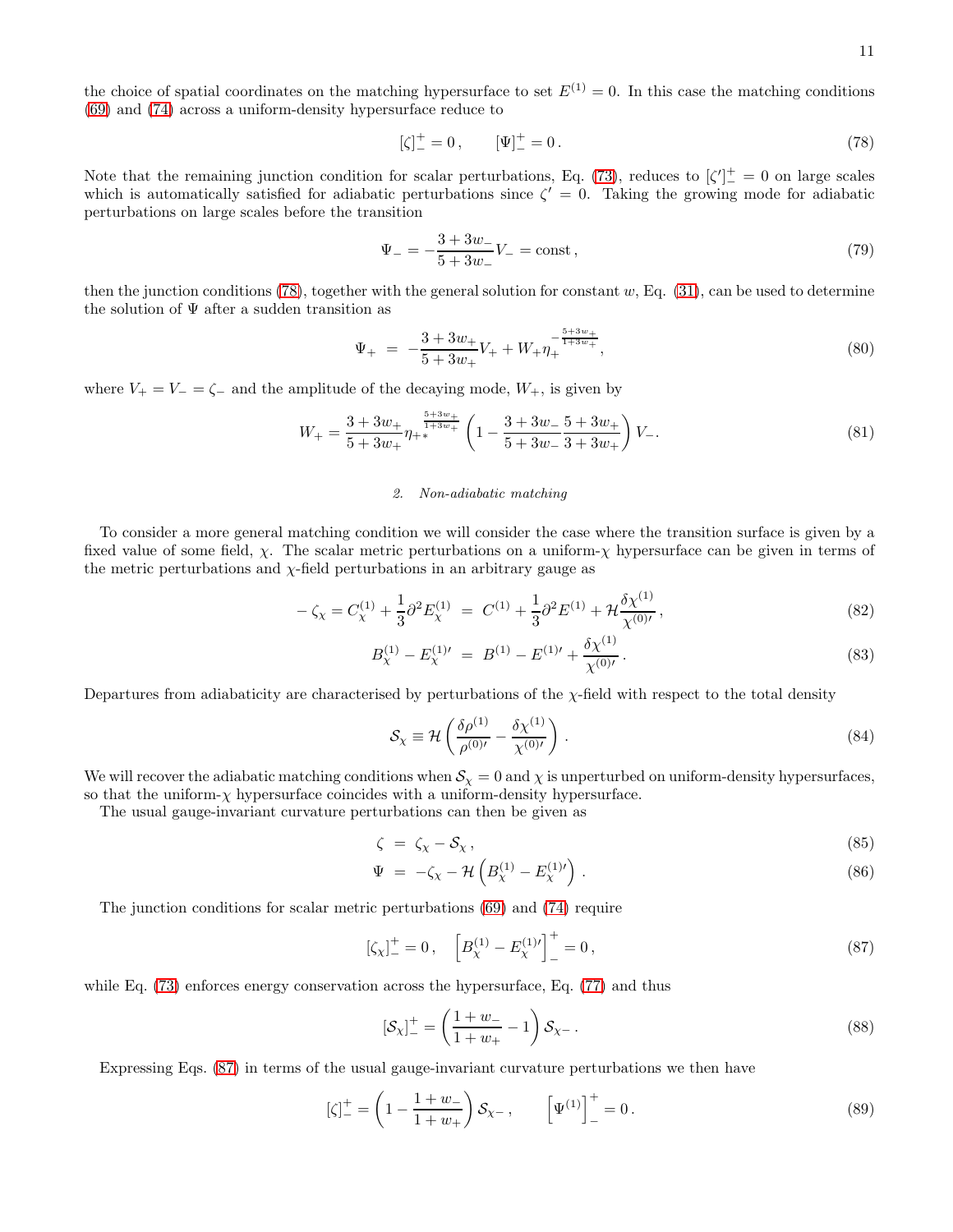the choice of spatial coordinates on the matching hypersurface to set $E^{(1)} = 0$. In this case the matching conditions (69) and (74) across a uniform-density hypersurface reduce to

$$[\zeta]^+_- = 0\,, \qquad [\Psi]^+_- = 0\,. \tag{78}$$

Note that the remaining junction condition for scalar perturbations, Eq. (73), reduces to $[\zeta']^+_- = 0$ on large scales which is automatically satisfied for adiabatic perturbations since $\zeta' = 0$. Taking the growing mode for adiabatic perturbations on large scales before the transition

$$\Psi_- = -\frac{3+3w_-}{5+3w_-} V_- = \mathrm{const}\,, \tag{79}$$

then the junction conditions (78), together with the general solution for constant $w$, Eq. (31), can be used to determine the solution of $\Psi$ after a sudden transition as

$$\Psi_+ \;=\; -\frac{3+3w_+}{5+3w_+} V_+ + W_+ \eta_+^{-\frac{5+3w_+}{1+3w_+}}\,, \tag{80}$$

where $V_+ = V_- = \zeta_-$ and the amplitude of the decaying mode, $W_+$, is given by

$$W_+ = \frac{3+3w_+}{5+3w_+} \eta_{+*}^{\frac{5+3w_+}{1+3w_+}} \left(1 - \frac{3+3w_-}{5+3w_-}\frac{5+3w_+}{3+3w_+}\right) V_-\,. \tag{81}$$

### 2. Non-adiabatic matching

To consider a more general matching condition we will consider the case where the transition surface is given by a fixed value of some field, $\chi$. The scalar metric perturbations on a uniform-$\chi$ hypersurface can be given in terms of the metric perturbations and $\chi$-field perturbations in an arbitrary gauge as

$$-\zeta_\chi = C^{(1)}_\chi + \frac{1}{3}\partial^2 E^{(1)}_\chi \;=\; C^{(1)} + \frac{1}{3}\partial^2 E^{(1)} + \mathcal{H}\frac{\delta\chi^{(1)}}{\chi^{(0)\prime}}\,, \tag{82}$$

$$B^{(1)}_\chi - E^{(1)\prime}_\chi \;=\; B^{(1)} - E^{(1)\prime} + \frac{\delta\chi^{(1)}}{\chi^{(0)\prime}}\,. \tag{83}$$

Departures from adiabaticity are characterised by perturbations of the $\chi$-field with respect to the total density

$$\mathcal{S}_\chi \equiv \mathcal{H}\left(\frac{\delta\rho^{(1)}}{\rho^{(0)\prime}} - \frac{\delta\chi^{(1)}}{\chi^{(0)\prime}}\right)\,. \tag{84}$$

We will recover the adiabatic matching conditions when $\mathcal{S}_\chi = 0$ and $\chi$ is unperturbed on uniform-density hypersurfaces, so that the uniform-$\chi$ hypersurface coincides with a uniform-density hypersurface.

The usual gauge-invariant curvature perturbations can then be given as

$$\zeta \;=\; \zeta_\chi - \mathcal{S}_\chi\,, \tag{85}$$

$$\Psi \;=\; -\zeta_\chi - \mathcal{H}\left(B^{(1)}_\chi - E^{(1)\prime}_\chi\right)\,. \tag{86}$$

The junction conditions for scalar metric perturbations (69) and (74) require

$$[\zeta_\chi]^+_- = 0\,, \quad \left[B^{(1)}_\chi - E^{(1)\prime}_\chi\right]^+_- = 0\,, \tag{87}$$

while Eq. (73) enforces energy conservation across the hypersurface, Eq. (77) and thus

$$[\mathcal{S}_\chi]^+_- = \left(\frac{1+w_-}{1+w_+} - 1\right)\mathcal{S}_{\chi-}\,. \tag{88}$$

Expressing Eqs. (87) in terms of the usual gauge-invariant curvature perturbations we then have

$$[\zeta]^+_- = \left(1 - \frac{1+w_-}{1+w_+}\right)\mathcal{S}_{\chi-}\,, \qquad \left[\Psi^{(1)}\right]^+_- = 0\,. \tag{89}$$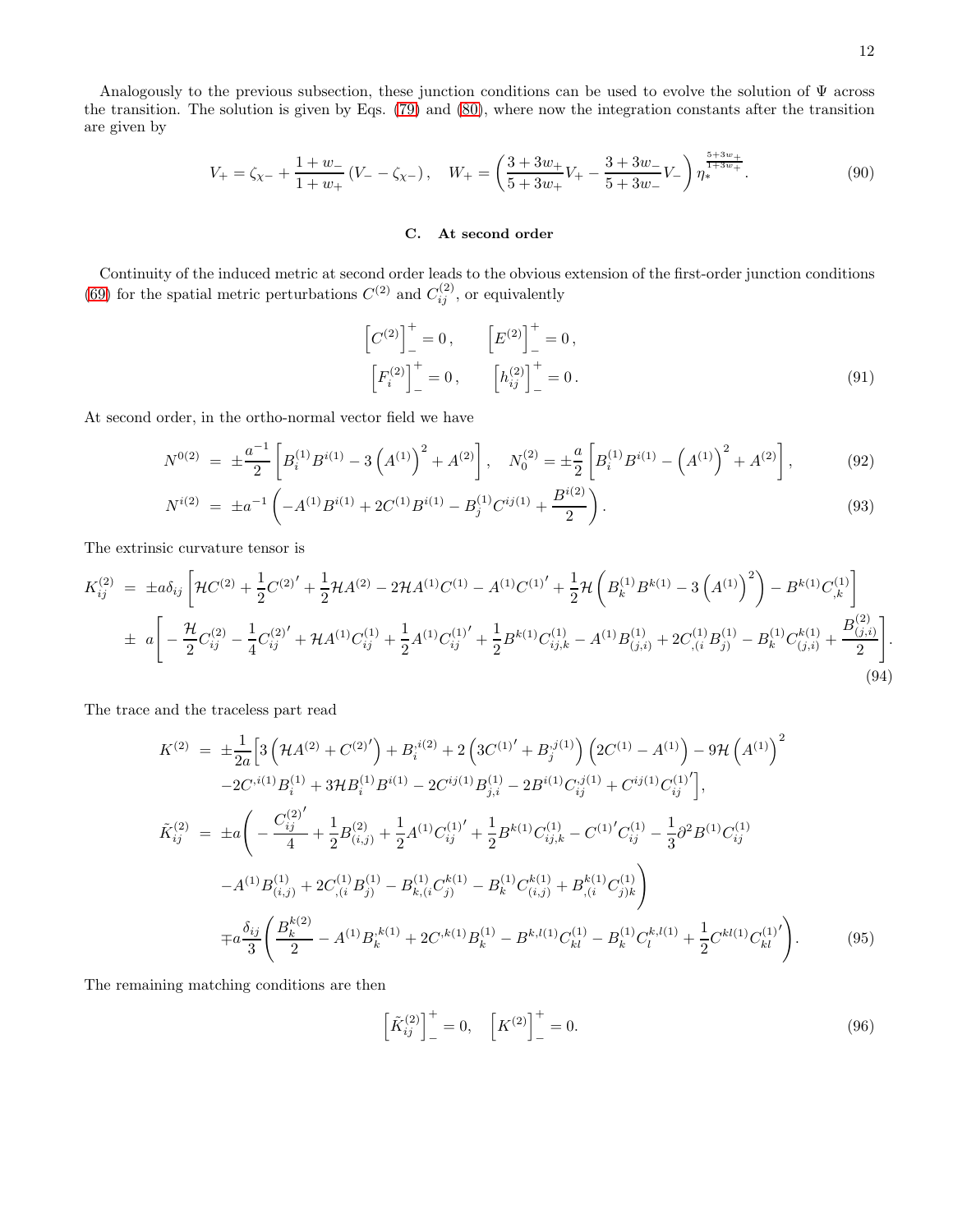Analogously to the previous subsection, these junction conditions can be used to evolve the solution of $\Psi$ across the transition. The solution is given by Eqs. (79) and (80), where now the integration constants after the transition are given by

$$V_+ = \zeta_{\chi-} + \frac{1+w_-}{1+w_+}\left(V_- - \zeta_{\chi-}\right), \quad W_+ = \left(\frac{3+3w_+}{5+3w_+}V_+ - \frac{3+3w_-}{5+3w_-}V_-\right)\eta_*^{\frac{5+3w_+}{1+3w_+}}. \tag{90}$$

### C. At second order

Continuity of the induced metric at second order leads to the obvious extension of the first-order junction conditions (69) for the spatial metric perturbations $C^{(2)}$ and $C_{ij}^{(2)}$, or equivalently

$$\left[C^{(2)}\right]_-^+ = 0, \qquad \left[E^{(2)}\right]_-^+ = 0,$$
$$\left[F_i^{(2)}\right]_-^+ = 0, \qquad \left[h_{ij}^{(2)}\right]_-^+ = 0. \tag{91}$$

At second order, in the ortho-normal vector field we have

$$N^{0(2)} = \pm\frac{a^{-1}}{2}\left[B_i^{(1)}B^{i(1)} - 3\left(A^{(1)}\right)^2 + A^{(2)}\right], \quad N_0^{(2)} = \pm\frac{a}{2}\left[B_i^{(1)}B^{i(1)} - \left(A^{(1)}\right)^2 + A^{(2)}\right], \tag{92}$$

$$N^{i(2)} = \pm a^{-1}\left(-A^{(1)}B^{i(1)} + 2C^{(1)}B^{i(1)} - B_j^{(1)}C^{ij(1)} + \frac{B^{i(2)}}{2}\right). \tag{93}$$

The extrinsic curvature tensor is

$$\begin{aligned}
K_{ij}^{(2)} = &\pm a\delta_{ij}\left[\mathcal{H}C^{(2)} + \frac{1}{2}C^{(2)\prime} + \frac{1}{2}\mathcal{H}A^{(2)} - 2\mathcal{H}A^{(1)}C^{(1)} - A^{(1)}C^{(1)\prime} + \frac{1}{2}\mathcal{H}\left(B_k^{(1)}B^{k(1)} - 3\left(A^{(1)}\right)^2\right) - B^{k(1)}C_{,k}^{(1)}\right] \\
&\pm a\left[-\frac{\mathcal{H}}{2}C_{ij}^{(2)} - \frac{1}{4}C_{ij}^{(2)\prime} + \mathcal{H}A^{(1)}C_{ij}^{(1)} + \frac{1}{2}A^{(1)}C_{ij}^{(1)\prime} + \frac{1}{2}B^{k(1)}C_{ij,k}^{(1)} - A^{(1)}B_{(j,i)}^{(1)} + 2C_{,(i}^{(1)}B_{j)}^{(1)} - B_k^{(1)}C_{(j,i)}^{k(1)} + \frac{B_{(j,i)}^{(2)}}{2}\right].
\end{aligned} \tag{94}$$

The trace and the traceless part read

$$\begin{aligned}
K^{(2)} = &\pm\frac{1}{2a}\Big[3\left(\mathcal{H}A^{(2)} + C^{(2)\prime}\right) + B_i^{,i(2)} + 2\left(3C^{(1)\prime} + B_j^{,j(1)}\right)\left(2C^{(1)} - A^{(1)}\right) - 9\mathcal{H}\left(A^{(1)}\right)^2 \\
&-2C^{,i(1)}B_i^{(1)} + 3\mathcal{H}B_i^{(1)}B^{i(1)} - 2C^{ij(1)}B_{j,i}^{(1)} - 2B^{i(1)}C_{ij}^{,j(1)} + C^{ij(1)}C_{ij}^{(1)\prime}\Big], \\
\tilde{K}_{ij}^{(2)} = &\pm a\Bigg(-\frac{C_{ij}^{(2)\prime}}{4} + \frac{1}{2}B_{(i,j)}^{(2)} + \frac{1}{2}A^{(1)}C_{ij}^{(1)\prime} + \frac{1}{2}B^{k(1)}C_{ij,k}^{(1)} - C^{(1)\prime}C_{ij}^{(1)} - \frac{1}{3}\partial^2 B^{(1)}C_{ij}^{(1)} \\
&-A^{(1)}B_{(i,j)}^{(1)} + 2C_{,(i}^{(1)}B_{j)}^{(1)} - B_{k,(i}^{(1)}C_{j)}^{k(1)} - B_k^{(1)}C_{(i,j)}^{k(1)} + B_{,(i}^{k(1)}C_{j)k}^{(1)}\Bigg) \\
&\mp a\frac{\delta_{ij}}{3}\left(\frac{B_k^{k(2)}}{2} - A^{(1)}B_k^{,k(1)} + 2C^{,k(1)}B_k^{(1)} - B^{k,l(1)}C_{kl}^{(1)} - B_k^{(1)}C_l^{k,l(1)} + \frac{1}{2}C^{kl(1)}C_{kl}^{(1)\prime}\right).
\end{aligned} \tag{95}$$

The remaining matching conditions are then

$$\left[\tilde{K}_{ij}^{(2)}\right]_-^+ = 0, \quad \left[K^{(2)}\right]_-^+ = 0. \tag{96}$$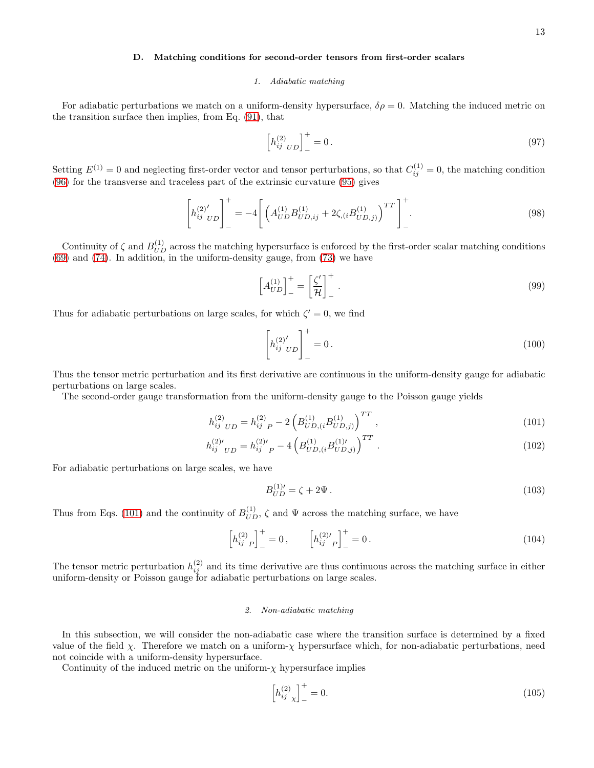### D. Matching conditions for second-order tensors from first-order scalars

#### 1. Adiabatic matching

For adiabatic perturbations we match on a uniform-density hypersurface, $\delta\rho = 0$. Matching the induced metric on the transition surface then implies, from Eq. (91), that

$$\left[h^{(2)}_{ij\ UD}\right]^+_- = 0\,. \tag{97}$$

Setting $E^{(1)} = 0$ and neglecting first-order vector and tensor perturbations, so that $C^{(1)}_{ij} = 0$, the matching condition (96) for the transverse and traceless part of the extrinsic curvature (95) gives

$$\left[h^{(2)\prime}_{ij\ UD}\right]^+_- = -4\left[\left(A^{(1)}_{UD}B^{(1)}_{UD,ij} + 2\zeta_{,(i}B^{(1)}_{UD,j)}\right)^{TT}\right]^+_-. \tag{98}$$

Continuity of $\zeta$ and $B^{(1)}_{UD}$ across the matching hypersurface is enforced by the first-order scalar matching conditions (69) and (74). In addition, in the uniform-density gauge, from (73) we have

$$\left[A^{(1)}_{UD}\right]^+_- = \left[\frac{\zeta'}{\mathcal{H}}\right]^+_-. \tag{99}$$

Thus for adiabatic perturbations on large scales, for which $\zeta' = 0$, we find

$$\left[h^{(2)\prime}_{ij\ UD}\right]^+_- = 0\,. \tag{100}$$

Thus the tensor metric perturbation and its first derivative are continuous in the uniform-density gauge for adiabatic perturbations on large scales.

The second-order gauge transformation from the uniform-density gauge to the Poisson gauge yields

$$h^{(2)}_{ij\ UD} = h^{(2)}_{ij\ P} - 2\left(B^{(1)}_{UD,(i}B^{(1)}_{UD,j)}\right)^{TT}, \tag{101}$$

$$h^{(2)\prime}_{ij\ UD} = h^{(2)\prime}_{ij\ P} - 4\left(B^{(1)}_{UD,(i}B^{(1)\prime}_{UD,j)}\right)^{TT}. \tag{102}$$

For adiabatic perturbations on large scales, we have

$$B^{(1)\prime}_{UD} = \zeta + 2\Psi\,. \tag{103}$$

Thus from Eqs. (101) and the continuity of $B^{(1)}_{UD}$, $\zeta$ and $\Psi$ across the matching surface, we have

$$\left[h^{(2)}_{ij\ P}\right]^+_- = 0\,, \qquad \left[h^{(2)\prime}_{ij\ P}\right]^+_- = 0\,. \tag{104}$$

The tensor metric perturbation $h^{(2)}_{ij}$ and its time derivative are thus continuous across the matching surface in either uniform-density or Poisson gauge for adiabatic perturbations on large scales.

#### 2. Non-adiabatic matching

In this subsection, we will consider the non-adiabatic case where the transition surface is determined by a fixed value of the field $\chi$. Therefore we match on a uniform-$\chi$ hypersurface which, for non-adiabatic perturbations, need not coincide with a uniform-density hypersurface.

Continuity of the induced metric on the uniform-$\chi$ hypersurface implies

$$\left[h^{(2)}_{ij\ \chi}\right]^+_- = 0. \tag{105}$$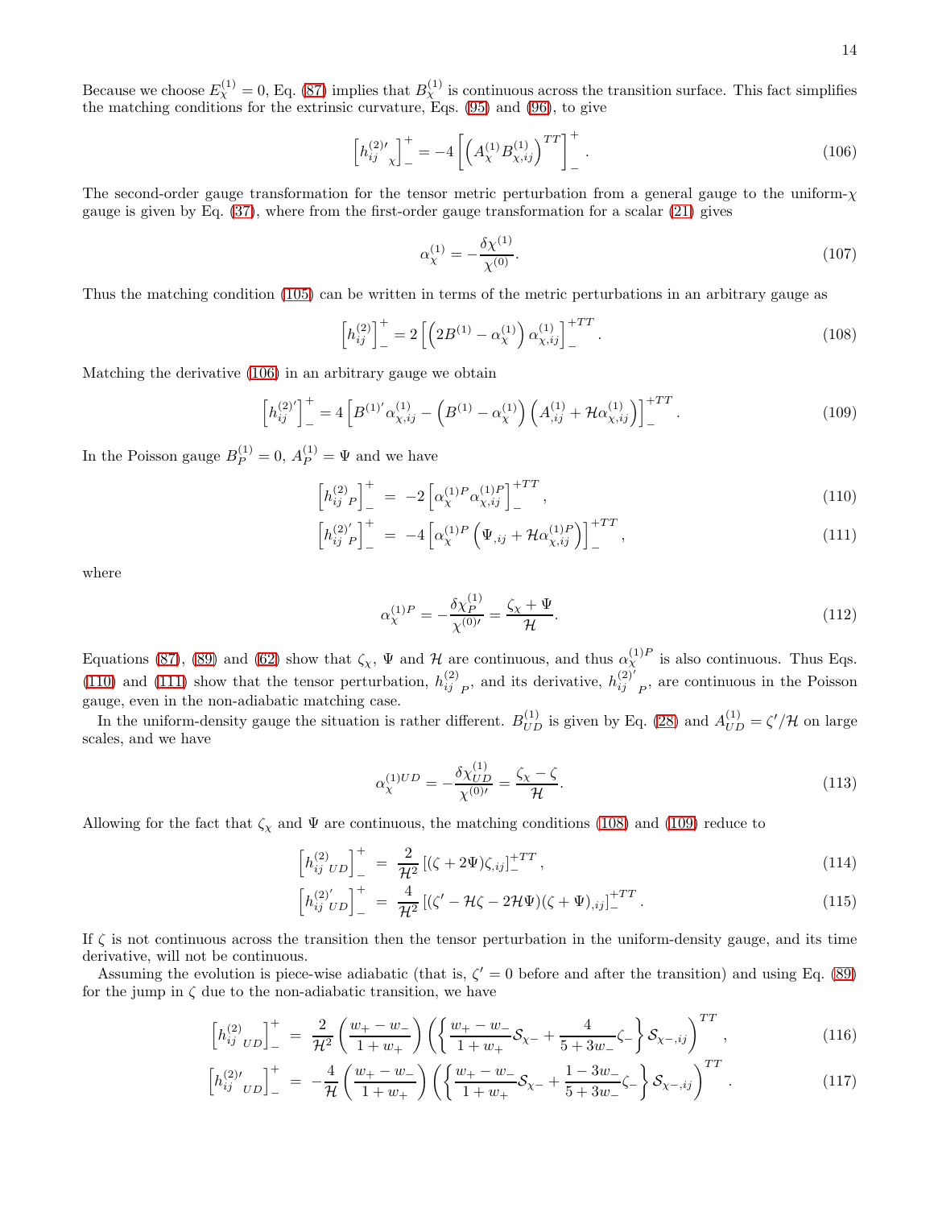Because we choose $E_\chi^{(1)} = 0$, Eq. (87) implies that $B_\chi^{(1)}$ is continuous across the transition surface. This fact simplifies the matching conditions for the extrinsic curvature, Eqs. (95) and (96), to give

$$\left[h_{ij\ \chi}^{(2)\prime}\right]_-^+ = -4\left[\left(A_\chi^{(1)}B_{\chi,ij}^{(1)}\right)^{TT}\right]_-^+ . \tag{106}$$

The second-order gauge transformation for the tensor metric perturbation from a general gauge to the uniform-$\chi$ gauge is given by Eq. (37), where from the first-order gauge transformation for a scalar (21) gives

$$\alpha_\chi^{(1)} = -\frac{\delta\chi^{(1)}}{\chi^{(0)}} . \tag{107}$$

Thus the matching condition (105) can be written in terms of the metric perturbations in an arbitrary gauge as

$$\left[h_{ij}^{(2)}\right]_-^+ = 2\left[\left(2B^{(1)} - \alpha_\chi^{(1)}\right)\alpha_{\chi,ij}^{(1)}\right]_-^{+TT} . \tag{108}$$

Matching the derivative (106) in an arbitrary gauge we obtain

$$\left[h_{ij}^{(2)'}\right]_-^+ = 4\left[B^{(1)'}\alpha_{\chi,ij}^{(1)} - \left(B^{(1)} - \alpha_\chi^{(1)}\right)\left(A_{,ij}^{(1)} + \mathcal{H}\alpha_{\chi,ij}^{(1)}\right)\right]_-^{+TT} . \tag{109}$$

In the Poisson gauge $B_P^{(1)} = 0$, $A_P^{(1)} = \Psi$ and we have

$$\left[h_{ij\ P}^{(2)}\right]_-^+ = -2\left[\alpha_\chi^{(1)P}\alpha_{\chi,ij}^{(1)P}\right]_-^{+TT} , \tag{110}$$

$$\left[h_{ij\ P}^{(2)'}\right]_-^+ = -4\left[\alpha_\chi^{(1)P}\left(\Psi_{,ij} + \mathcal{H}\alpha_{\chi,ij}^{(1)P}\right)\right]_-^{+TT} , \tag{111}$$

where

$$\alpha_\chi^{(1)P} = -\frac{\delta\chi_P^{(1)}}{\chi^{(0)\prime}} = \frac{\zeta_\chi + \Psi}{\mathcal{H}} . \tag{112}$$

Equations (87), (89) and (62) show that $\zeta_\chi$, $\Psi$ and $\mathcal{H}$ are continuous, and thus $\alpha_\chi^{(1)P}$ is also continuous. Thus Eqs. (110) and (111) show that the tensor perturbation, $h_{ij\ P}^{(2)}$, and its derivative, $h_{ij\ P}^{(2)'}$, are continuous in the Poisson gauge, even in the non-adiabatic matching case.

In the uniform-density gauge the situation is rather different. $B_{UD}^{(1)}$ is given by Eq. (28) and $A_{UD}^{(1)} = \zeta'/\mathcal{H}$ on large scales, and we have

$$\alpha_\chi^{(1)UD} = -\frac{\delta\chi_{UD}^{(1)}}{\chi^{(0)\prime}} = \frac{\zeta_\chi - \zeta}{\mathcal{H}} . \tag{113}$$

Allowing for the fact that $\zeta_\chi$ and $\Psi$ are continuous, the matching conditions (108) and (109) reduce to

$$\left[h_{ij\ UD}^{(2)}\right]_-^+ = \frac{2}{\mathcal{H}^2}\left[(\zeta + 2\Psi)\zeta_{,ij}\right]_-^{+TT} , \tag{114}$$

$$\left[h_{ij\ UD}^{(2)'}\right]_-^+ = \frac{4}{\mathcal{H}^2}\left[(\zeta' - \mathcal{H}\zeta - 2\mathcal{H}\Psi)(\zeta + \Psi)_{,ij}\right]_-^{+TT} . \tag{115}$$

If $\zeta$ is not continuous across the transition then the tensor perturbation in the uniform-density gauge, and its time derivative, will not be continuous.

Assuming the evolution is piece-wise adiabatic (that is, $\zeta' = 0$ before and after the transition) and using Eq. (89) for the jump in $\zeta$ due to the non-adiabatic transition, we have

$$\left[h_{ij\ UD}^{(2)}\right]_-^+ = \frac{2}{\mathcal{H}^2}\left(\frac{w_+ - w_-}{1 + w_+}\right)\left(\left\{\frac{w_+ - w_-}{1 + w_+}\mathcal{S}_{\chi -} + \frac{4}{5 + 3w_-}\zeta_-\right\}\mathcal{S}_{\chi -,ij}\right)^{TT} , \tag{116}$$

$$\left[h_{ij\ UD}^{(2)\prime}\right]_-^+ = -\frac{4}{\mathcal{H}}\left(\frac{w_+ - w_-}{1 + w_+}\right)\left(\left\{\frac{w_+ - w_-}{1 + w_+}\mathcal{S}_{\chi -} + \frac{1 - 3w_-}{5 + 3w_-}\zeta_-\right\}\mathcal{S}_{\chi -,ij}\right)^{TT} . \tag{117}$$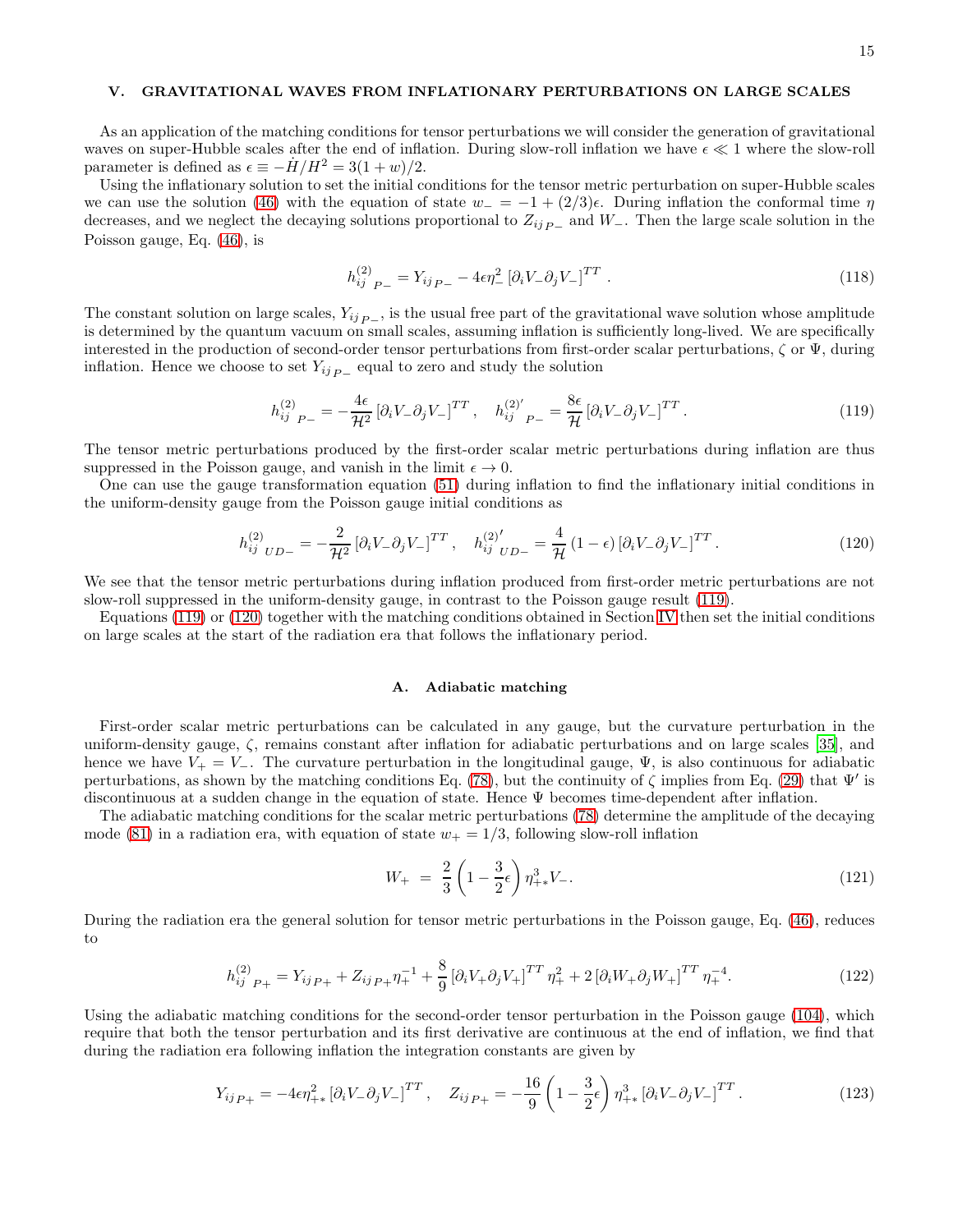## V. GRAVITATIONAL WAVES FROM INFLATIONARY PERTURBATIONS ON LARGE SCALES

As an application of the matching conditions for tensor perturbations we will consider the generation of gravitational waves on super-Hubble scales after the end of inflation. During slow-roll inflation we have $\epsilon \ll 1$ where the slow-roll parameter is defined as $\epsilon \equiv -\dot{H}/H^2 = 3(1+w)/2$.

Using the inflationary solution to set the initial conditions for the tensor metric perturbation on super-Hubble scales we can use the solution (46) with the equation of state $w_- = -1 + (2/3)\epsilon$. During inflation the conformal time $\eta$ decreases, and we neglect the decaying solutions proportional to $Z_{ij\,P-}$ and $W_-$. Then the large scale solution in the Poisson gauge, Eq. (46), is

$$
h^{(2)}_{ij\;\;P-} = Y_{ij\,P-} - 4\epsilon\eta_-^2 \left[\partial_i V_- \partial_j V_-\right]^{TT} . \tag{118}
$$

The constant solution on large scales, $Y_{ij\,P_-}$, is the usual free part of the gravitational wave solution whose amplitude is determined by the quantum vacuum on small scales, assuming inflation is sufficiently long-lived. We are specifically interested in the production of second-order tensor perturbations from first-order scalar perturbations, $\zeta$ or $\Psi$, during inflation. Hence we choose to set $Y_{ij\,P-}$ equal to zero and study the solution

$$
h^{(2)}_{ij\;\;P-} = -\frac{4\epsilon}{\mathcal{H}^2} \left[\partial_i V_- \partial_j V_-\right]^{TT} , \quad h^{(2)'}_{ij\;\;P-} = \frac{8\epsilon}{\mathcal{H}} \left[\partial_i V_- \partial_j V_-\right]^{TT} . \tag{119}
$$

The tensor metric perturbations produced by the first-order scalar metric perturbations during inflation are thus suppressed in the Poisson gauge, and vanish in the limit $\epsilon \to 0$.

One can use the gauge transformation equation (51) during inflation to find the inflationary initial conditions in the uniform-density gauge from the Poisson gauge initial conditions as

$$
h^{(2)}_{ij\;\;UD-} = -\frac{2}{\mathcal{H}^2} \left[\partial_i V_- \partial_j V_-\right]^{TT} , \quad h^{(2)'}_{ij\;\;UD-} = \frac{4}{\mathcal{H}} \left(1-\epsilon\right) \left[\partial_i V_- \partial_j V_-\right]^{TT} . \tag{120}
$$

We see that the tensor metric perturbations during inflation produced from first-order metric perturbations are not slow-roll suppressed in the uniform-density gauge, in contrast to the Poisson gauge result (119).

Equations (119) or (120) together with the matching conditions obtained in Section IV then set the initial conditions on large scales at the start of the radiation era that follows the inflationary period.

### A. Adiabatic matching

First-order scalar metric perturbations can be calculated in any gauge, but the curvature perturbation in the uniform-density gauge, $\zeta$, remains constant after inflation for adiabatic perturbations and on large scales [35], and hence we have $V_+ = V_-$. The curvature perturbation in the longitudinal gauge, $\Psi$, is also continuous for adiabatic perturbations, as shown by the matching conditions Eq. (78), but the continuity of $\zeta$ implies from Eq. (29) that $\Psi'$ is discontinuous at a sudden change in the equation of state. Hence $\Psi$ becomes time-dependent after inflation.

The adiabatic matching conditions for the scalar metric perturbations (78) determine the amplitude of the decaying mode (81) in a radiation era, with equation of state $w_+ = 1/3$, following slow-roll inflation

$$
W_+ \;=\; \frac{2}{3}\left(1 - \frac{3}{2}\epsilon\right)\eta_{+*}^3 V_- . \tag{121}
$$

During the radiation era the general solution for tensor metric perturbations in the Poisson gauge, Eq. (46), reduces to

$$
h^{(2)}_{ij\;\;P+} = Y_{ij\,P+} + Z_{ij\,P+}\eta_+^{-1} + \frac{8}{9}\left[\partial_i V_+ \partial_j V_+\right]^{TT}\eta_+^2 + 2\left[\partial_i W_+ \partial_j W_+\right]^{TT}\eta_+^{-4} . \tag{122}
$$

Using the adiabatic matching conditions for the second-order tensor perturbation in the Poisson gauge (104), which require that both the tensor perturbation and its first derivative are continuous at the end of inflation, we find that during the radiation era following inflation the integration constants are given by

$$
Y_{ij\,P+} = -4\epsilon\eta_{+*}^2 \left[\partial_i V_- \partial_j V_-\right]^{TT} , \quad Z_{ij\,P+} = -\frac{16}{9}\left(1 - \frac{3}{2}\epsilon\right)\eta_{+*}^3 \left[\partial_i V_- \partial_j V_-\right]^{TT} . \tag{123}
$$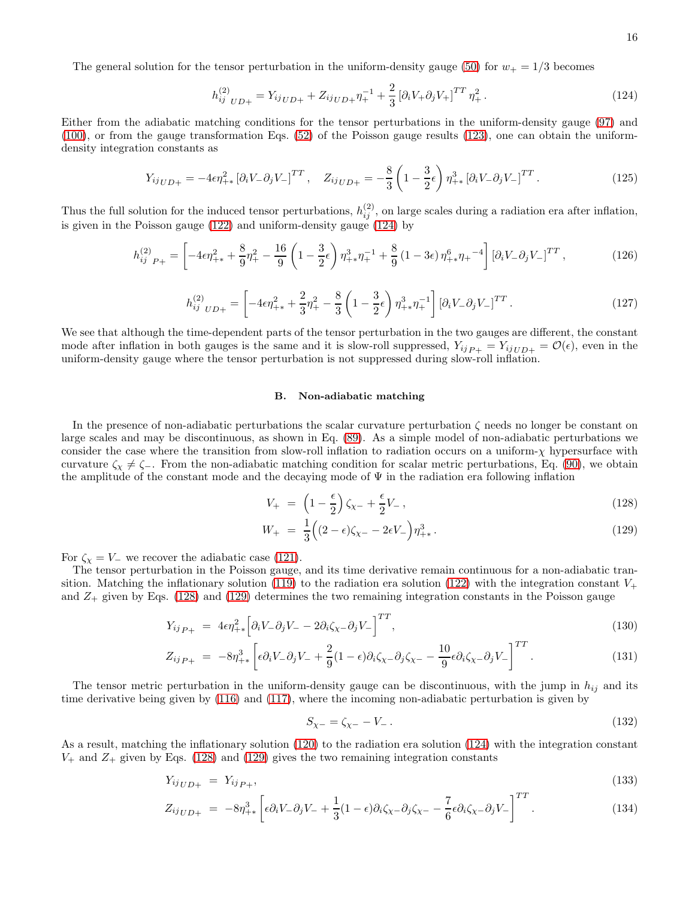The general solution for the tensor perturbation in the uniform-density gauge (50) for $w_+ = 1/3$ becomes

$$h^{(2)}_{ij\ UD+} = Y_{ij\,UD+} + Z_{ij\,UD+}\eta_+^{-1} + \frac{2}{3}\left[\partial_i V_+ \partial_j V_+\right]^{TT}\eta_+^2 \,. \tag{124}$$

Either from the adiabatic matching conditions for the tensor perturbations in the uniform-density gauge (97) and (100), or from the gauge transformation Eqs. (52) of the Poisson gauge results (123), one can obtain the uniform-density integration constants as

$$Y_{ij\,UD+} = -4\epsilon\eta_{+*}^2\left[\partial_i V_- \partial_j V_-\right]^{TT}, \quad Z_{ij\,UD+} = -\frac{8}{3}\left(1-\frac{3}{2}\epsilon\right)\eta_{+*}^3\left[\partial_i V_- \partial_j V_-\right]^{TT}. \tag{125}$$

Thus the full solution for the induced tensor perturbations, $h^{(2)}_{ij}$, on large scales during a radiation era after inflation, is given in the Poisson gauge (122) and uniform-density gauge (124) by

$$h^{(2)}_{ij\ P+} = \left[-4\epsilon\eta_{+*}^2 + \frac{8}{9}\eta_+^2 - \frac{16}{9}\left(1-\frac{3}{2}\epsilon\right)\eta_{+*}^3\eta_+^{-1} + \frac{8}{9}\left(1-3\epsilon\right)\eta_{+*}^6\eta_+{}^{-4}\right]\left[\partial_i V_- \partial_j V_-\right]^{TT}, \tag{126}$$

$$h^{(2)}_{ij\ UD+} = \left[-4\epsilon\eta_{+*}^2 + \frac{2}{3}\eta_+^2 - \frac{8}{3}\left(1-\frac{3}{2}\epsilon\right)\eta_{+*}^3\eta_+^{-1}\right]\left[\partial_i V_- \partial_j V_-\right]^{TT}. \tag{127}$$

We see that although the time-dependent parts of the tensor perturbation in the two gauges are different, the constant mode after inflation in both gauges is the same and it is slow-roll suppressed, $Y_{ij\,P+} = Y_{ij\,UD+} = \mathcal{O}(\epsilon)$, even in the uniform-density gauge where the tensor perturbation is not suppressed during slow-roll inflation.

### B. Non-adiabatic matching

In the presence of non-adiabatic perturbations the scalar curvature perturbation $\zeta$ needs no longer be constant on large scales and may be discontinuous, as shown in Eq. (89). As a simple model of non-adiabatic perturbations we consider the case where the transition from slow-roll inflation to radiation occurs on a uniform-$\chi$ hypersurface with curvature $\zeta_\chi \neq \zeta_-$. From the non-adiabatic matching condition for scalar metric perturbations, Eq. (90), we obtain the amplitude of the constant mode and the decaying mode of $\Psi$ in the radiation era following inflation

$$V_+ = \left(1-\frac{\epsilon}{2}\right)\zeta_{\chi-} + \frac{\epsilon}{2}V_- \,, \tag{128}$$

$$W_+ = \frac{1}{3}\Big((2-\epsilon)\zeta_{\chi-} - 2\epsilon V_-\Big)\eta_{+*}^3 \,. \tag{129}$$

For $\zeta_\chi = V_-$ we recover the adiabatic case (121).

The tensor perturbation in the Poisson gauge, and its time derivative remain continuous for a non-adiabatic transition. Matching the inflationary solution (119) to the radiation era solution (122) with the integration constant $V_+$ and $Z_+$ given by Eqs. (128) and (129) determines the two remaining integration constants in the Poisson gauge

$$Y_{ij\,P+} = 4\epsilon\eta_{+*}^2\Big[\partial_i V_- \partial_j V_- - 2\partial_i\zeta_{\chi-}\partial_j V_-\Big]^{TT}, \tag{130}$$

$$Z_{ij\,P+} = -8\eta_{+*}^3\left[\epsilon\partial_i V_- \partial_j V_- + \frac{2}{9}(1-\epsilon)\partial_i\zeta_{\chi-}\partial_j\zeta_{\chi-} - \frac{10}{9}\epsilon\partial_i\zeta_{\chi-}\partial_j V_-\right]^{TT}. \tag{131}$$

The tensor metric perturbation in the uniform-density gauge can be discontinuous, with the jump in $h_{ij}$ and its time derivative being given by (116) and (117), where the incoming non-adiabatic perturbation is given by

$$S_{\chi-} = \zeta_{\chi-} - V_- \,. \tag{132}$$

As a result, matching the inflationary solution (120) to the radiation era solution (124) with the integration constant $V_+$ and $Z_+$ given by Eqs. (128) and (129) gives the two remaining integration constants

$$Y_{ij\,UD+} = Y_{ij\,P+}, \tag{133}$$

$$Z_{ij\,UD+} = -8\eta_{+*}^3\left[\epsilon\partial_i V_- \partial_j V_- + \frac{1}{3}(1-\epsilon)\partial_i\zeta_{\chi-}\partial_j\zeta_{\chi-} - \frac{7}{6}\epsilon\partial_i\zeta_{\chi-}\partial_j V_-\right]^{TT}. \tag{134}$$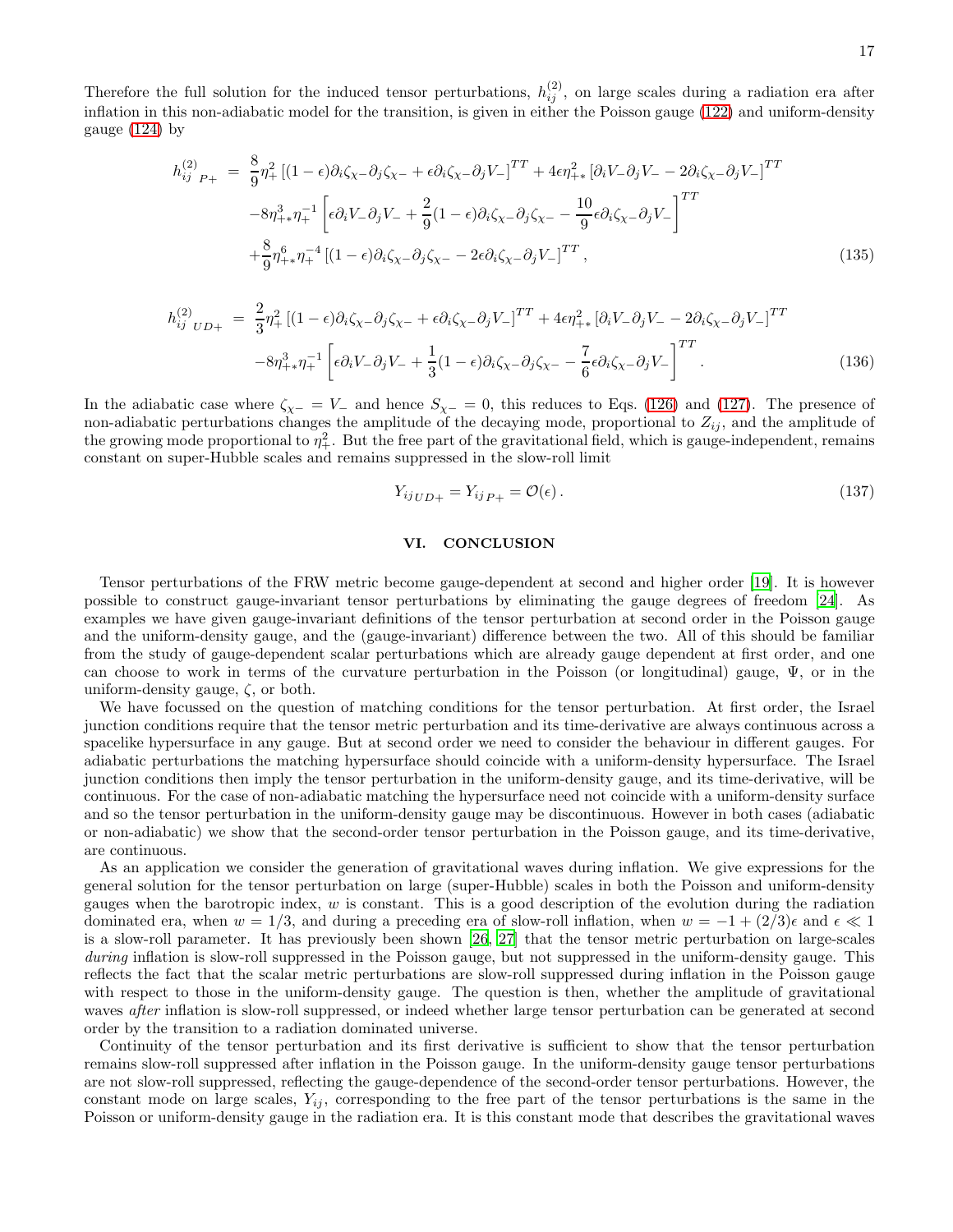Therefore the full solution for the induced tensor perturbations, $h_{ij}^{(2)}$, on large scales during a radiation era after inflation in this non-adiabatic model for the transition, is given in either the Poisson gauge (122) and uniform-density gauge (124) by

$$
\begin{aligned}
h_{ij}^{(2)}{}_{P+} \;=\;& \frac{8}{9}\eta_+^2 \left[(1-\epsilon)\partial_i\zeta_{\chi-}\partial_j\zeta_{\chi-} + \epsilon\partial_i\zeta_{\chi-}\partial_j V_-\right]^{TT} + 4\epsilon\eta_{+*}^2 \left[\partial_i V_-\partial_j V_- - 2\partial_i\zeta_{\chi-}\partial_j V_-\right]^{TT} \\
& -8\eta_{+*}^3\eta_+^{-1}\left[\epsilon\partial_i V_-\partial_j V_- + \frac{2}{9}(1-\epsilon)\partial_i\zeta_{\chi-}\partial_j\zeta_{\chi-} - \frac{10}{9}\epsilon\partial_i\zeta_{\chi-}\partial_j V_-\right]^{TT} \\
& +\frac{8}{9}\eta_{+*}^6\eta_+^{-4}\left[(1-\epsilon)\partial_i\zeta_{\chi-}\partial_j\zeta_{\chi-} - 2\epsilon\partial_i\zeta_{\chi-}\partial_j V_-\right]^{TT}, 
\end{aligned}
\tag{135}
$$

$$
\begin{aligned}
h_{ij}^{(2)}{}_{UD+} \;=\;& \frac{2}{3}\eta_+^2 \left[(1-\epsilon)\partial_i\zeta_{\chi-}\partial_j\zeta_{\chi-} + \epsilon\partial_i\zeta_{\chi-}\partial_j V_-\right]^{TT} + 4\epsilon\eta_{+*}^2 \left[\partial_i V_-\partial_j V_- - 2\partial_i\zeta_{\chi-}\partial_j V_-\right]^{TT} \\
& -8\eta_{+*}^3\eta_+^{-1}\left[\epsilon\partial_i V_-\partial_j V_- + \frac{1}{3}(1-\epsilon)\partial_i\zeta_{\chi-}\partial_j\zeta_{\chi-} - \frac{7}{6}\epsilon\partial_i\zeta_{\chi-}\partial_j V_-\right]^{TT}.
\end{aligned}
\tag{136}
$$

In the adiabatic case where $\zeta_{\chi-} = V_-$ and hence $S_{\chi-} = 0$, this reduces to Eqs. (126) and (127). The presence of non-adiabatic perturbations changes the amplitude of the decaying mode, proportional to $Z_{ij}$, and the amplitude of the growing mode proportional to $\eta_+^2$. But the free part of the gravitational field, which is gauge-independent, remains constant on super-Hubble scales and remains suppressed in the slow-roll limit

$$
Y_{ij\,UD+} = Y_{ij\,P+} = \mathcal{O}(\epsilon)\,. \tag{137}
$$

## VI. CONCLUSION

Tensor perturbations of the FRW metric become gauge-dependent at second and higher order [19]. It is however possible to construct gauge-invariant tensor perturbations by eliminating the gauge degrees of freedom [24]. As examples we have given gauge-invariant definitions of the tensor perturbation at second order in the Poisson gauge and the uniform-density gauge, and the (gauge-invariant) difference between the two. All of this should be familiar from the study of gauge-dependent scalar perturbations which are already gauge dependent at first order, and one can choose to work in terms of the curvature perturbation in the Poisson (or longitudinal) gauge, $\Psi$, or in the uniform-density gauge, $\zeta$, or both.

We have focussed on the question of matching conditions for the tensor perturbation. At first order, the Israel junction conditions require that the tensor metric perturbation and its time-derivative are always continuous across a spacelike hypersurface in any gauge. But at second order we need to consider the behaviour in different gauges. For adiabatic perturbations the matching hypersurface should coincide with a uniform-density hypersurface. The Israel junction conditions then imply the tensor perturbation in the uniform-density gauge, and its time-derivative, will be continuous. For the case of non-adiabatic matching the hypersurface need not coincide with a uniform-density surface and so the tensor perturbation in the uniform-density gauge may be discontinuous. However in both cases (adiabatic or non-adiabatic) we show that the second-order tensor perturbation in the Poisson gauge, and its time-derivative, are continuous.

As an application we consider the generation of gravitational waves during inflation. We give expressions for the general solution for the tensor perturbation on large (super-Hubble) scales in both the Poisson and uniform-density gauges when the barotropic index, $w$ is constant. This is a good description of the evolution during the radiation dominated era, when $w = 1/3$, and during a preceding era of slow-roll inflation, when $w = -1 + (2/3)\epsilon$ and $\epsilon \ll 1$ is a slow-roll parameter. It has previously been shown [26, 27] that the tensor metric perturbation on large-scales *during* inflation is slow-roll suppressed in the Poisson gauge, but not suppressed in the uniform-density gauge. This reflects the fact that the scalar metric perturbations are slow-roll suppressed during inflation in the Poisson gauge with respect to those in the uniform-density gauge. The question is then, whether the amplitude of gravitational waves *after* inflation is slow-roll suppressed, or indeed whether large tensor perturbation can be generated at second order by the transition to a radiation dominated universe.

Continuity of the tensor perturbation and its first derivative is sufficient to show that the tensor perturbation remains slow-roll suppressed after inflation in the Poisson gauge. In the uniform-density gauge tensor perturbations are not slow-roll suppressed, reflecting the gauge-dependence of the second-order tensor perturbations. However, the constant mode on large scales, $Y_{ij}$, corresponding to the free part of the tensor perturbations is the same in the Poisson or uniform-density gauge in the radiation era. It is this constant mode that describes the gravitational waves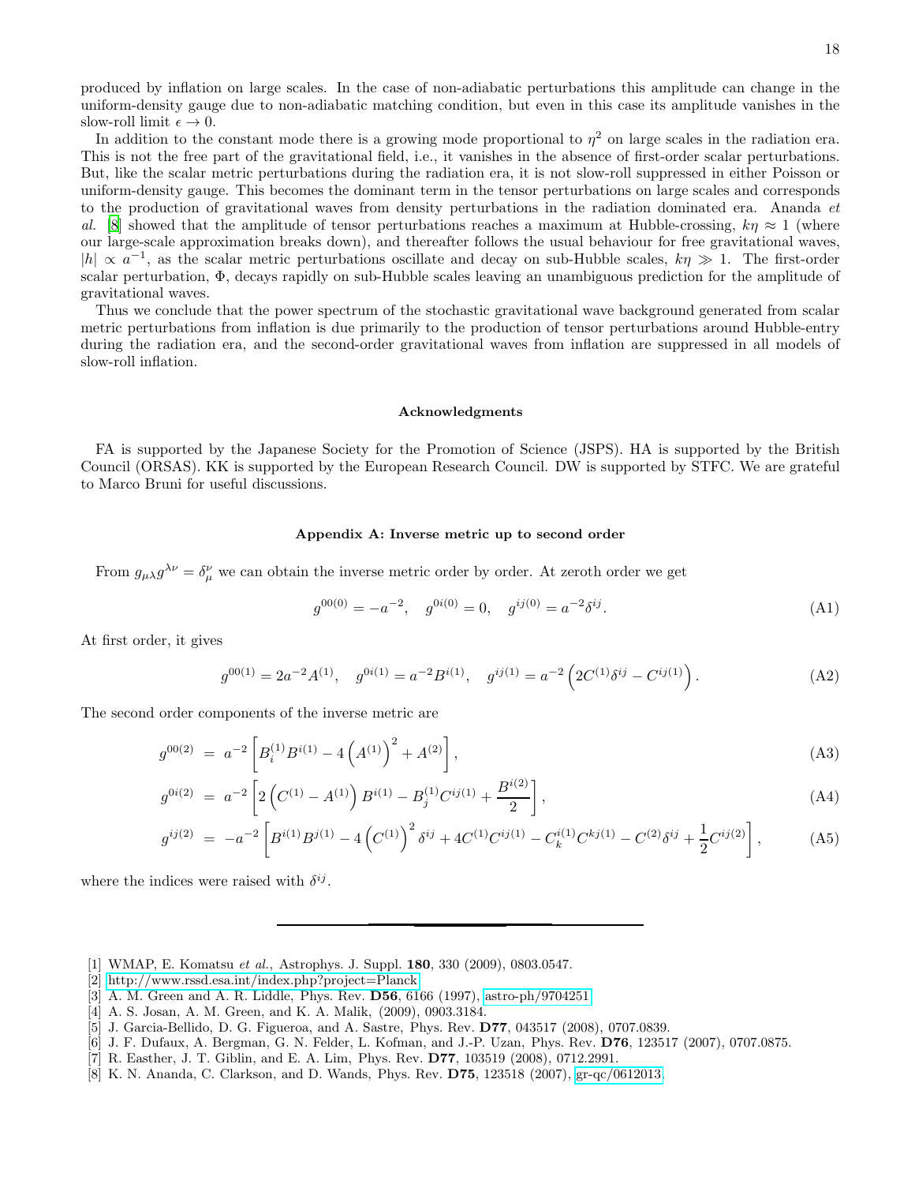produced by inflation on large scales. In the case of non-adiabatic perturbations this amplitude can change in the uniform-density gauge due to non-adiabatic matching condition, but even in this case its amplitude vanishes in the slow-roll limit $\epsilon \to 0$.

In addition to the constant mode there is a growing mode proportional to $\eta^2$ on large scales in the radiation era. This is not the free part of the gravitational field, i.e., it vanishes in the absence of first-order scalar perturbations. But, like the scalar metric perturbations during the radiation era, it is not slow-roll suppressed in either Poisson or uniform-density gauge. This becomes the dominant term in the tensor perturbations on large scales and corresponds to the production of gravitational waves from density perturbations in the radiation dominated era. Ananda *et al.* [8] showed that the amplitude of tensor perturbations reaches a maximum at Hubble-crossing, $k\eta \approx 1$ (where our large-scale approximation breaks down), and thereafter follows the usual behaviour for free gravitational waves, $|h| \propto a^{-1}$, as the scalar metric perturbations oscillate and decay on sub-Hubble scales, $k\eta \gg 1$. The first-order scalar perturbation, $\Phi$, decays rapidly on sub-Hubble scales leaving an unambiguous prediction for the amplitude of gravitational waves.

Thus we conclude that the power spectrum of the stochastic gravitational wave background generated from scalar metric perturbations from inflation is due primarily to the production of tensor perturbations around Hubble-entry during the radiation era, and the second-order gravitational waves from inflation are suppressed in all models of slow-roll inflation.

### Acknowledgments

FA is supported by the Japanese Society for the Promotion of Science (JSPS). HA is supported by the British Council (ORSAS). KK is supported by the European Research Council. DW is supported by STFC. We are grateful to Marco Bruni for useful discussions.

### Appendix A: Inverse metric up to second order

From $g_{\mu\lambda}g^{\lambda\nu} = \delta^\nu_\mu$ we can obtain the inverse metric order by order. At zeroth order we get

$$g^{00(0)} = -a^{-2}, \quad g^{0i(0)} = 0, \quad g^{ij(0)} = a^{-2}\delta^{ij}. \tag{A1}$$

At first order, it gives

$$g^{00(1)} = 2a^{-2}A^{(1)}, \quad g^{0i(1)} = a^{-2}B^{i(1)}, \quad g^{ij(1)} = a^{-2}\left(2C^{(1)}\delta^{ij} - C^{ij(1)}\right). \tag{A2}$$

The second order components of the inverse metric are

$$g^{00(2)} = a^{-2}\left[B^{(1)}_i B^{i(1)} - 4\left(A^{(1)}\right)^2 + A^{(2)}\right], \tag{A3}$$

$$g^{0i(2)} = a^{-2}\left[2\left(C^{(1)} - A^{(1)}\right)B^{i(1)} - B^{(1)}_j C^{ij(1)} + \frac{B^{i(2)}}{2}\right], \tag{A4}$$

$$g^{ij(2)} = -a^{-2}\left[B^{i(1)}B^{j(1)} - 4\left(C^{(1)}\right)^2\delta^{ij} + 4C^{(1)}C^{ij(1)} - C^{i(1)}_k C^{kj(1)} - C^{(2)}\delta^{ij} + \frac{1}{2}C^{ij(2)}\right], \tag{A5}$$

where the indices were raised with $\delta^{ij}$.

---

[1] WMAP, E. Komatsu *et al.*, Astrophys. J. Suppl. **180**, 330 (2009), 0803.0547.
[2] http://www.rssd.esa.int/index.php?project=Planck.
[3] A. M. Green and A. R. Liddle, Phys. Rev. **D56**, 6166 (1997), astro-ph/9704251.
[4] A. S. Josan, A. M. Green, and K. A. Malik, (2009), 0903.3184.
[5] J. Garcia-Bellido, D. G. Figueroa, and A. Sastre, Phys. Rev. **D77**, 043517 (2008), 0707.0839.
[6] J. F. Dufaux, A. Bergman, G. N. Felder, L. Kofman, and J.-P. Uzan, Phys. Rev. **D76**, 123517 (2007), 0707.0875.
[7] R. Easther, J. T. Giblin, and E. A. Lim, Phys. Rev. **D77**, 103519 (2008), 0712.2991.
[8] K. N. Ananda, C. Clarkson, and D. Wands, Phys. Rev. **D75**, 123518 (2007), gr-qc/0612013.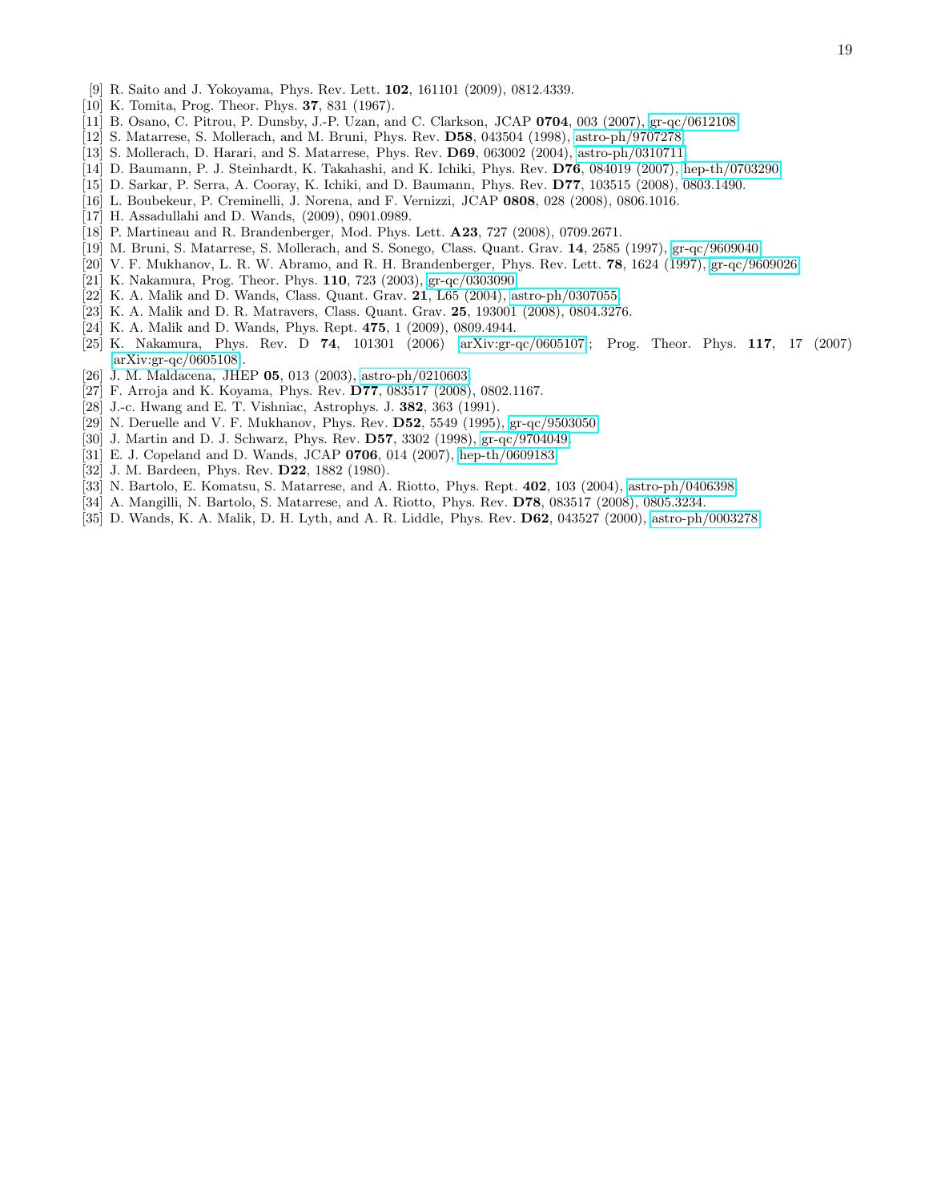[9] R. Saito and J. Yokoyama, Phys. Rev. Lett. **102**, 161101 (2009), 0812.4339.
[10] K. Tomita, Prog. Theor. Phys. **37**, 831 (1967).
[11] B. Osano, C. Pitrou, P. Dunsby, J.-P. Uzan, and C. Clarkson, JCAP **0704**, 003 (2007), gr-qc/0612108.
[12] S. Matarrese, S. Mollerach, and M. Bruni, Phys. Rev. **D58**, 043504 (1998), astro-ph/9707278.
[13] S. Mollerach, D. Harari, and S. Matarrese, Phys. Rev. **D69**, 063002 (2004), astro-ph/0310711.
[14] D. Baumann, P. J. Steinhardt, K. Takahashi, and K. Ichiki, Phys. Rev. **D76**, 084019 (2007), hep-th/0703290.
[15] D. Sarkar, P. Serra, A. Cooray, K. Ichiki, and D. Baumann, Phys. Rev. **D77**, 103515 (2008), 0803.1490.
[16] L. Boubekeur, P. Creminelli, J. Norena, and F. Vernizzi, JCAP **0808**, 028 (2008), 0806.1016.
[17] H. Assadullahi and D. Wands, (2009), 0901.0989.
[18] P. Martineau and R. Brandenberger, Mod. Phys. Lett. **A23**, 727 (2008), 0709.2671.
[19] M. Bruni, S. Matarrese, S. Mollerach, and S. Sonego, Class. Quant. Grav. **14**, 2585 (1997), gr-qc/9609040.
[20] V. F. Mukhanov, L. R. W. Abramo, and R. H. Brandenberger, Phys. Rev. Lett. **78**, 1624 (1997), gr-qc/9609026.
[21] K. Nakamura, Prog. Theor. Phys. **110**, 723 (2003), gr-qc/0303090.
[22] K. A. Malik and D. Wands, Class. Quant. Grav. **21**, L65 (2004), astro-ph/0307055.
[23] K. A. Malik and D. R. Matravers, Class. Quant. Grav. **25**, 193001 (2008), 0804.3276.
[24] K. A. Malik and D. Wands, Phys. Rept. **475**, 1 (2009), 0809.4944.
[25] K. Nakamura, Phys. Rev. D **74**, 101301 (2006) arXiv:gr-qc/0605107; Prog. Theor. Phys. **117**, 17 (2007) arXiv:gr-qc/0605108.
[26] J. M. Maldacena, JHEP **05**, 013 (2003), astro-ph/0210603.
[27] F. Arroja and K. Koyama, Phys. Rev. **D77**, 083517 (2008), 0802.1167.
[28] J.-c. Hwang and E. T. Vishniac, Astrophys. J. **382**, 363 (1991).
[29] N. Deruelle and V. F. Mukhanov, Phys. Rev. **D52**, 5549 (1995), gr-qc/9503050.
[30] J. Martin and D. J. Schwarz, Phys. Rev. **D57**, 3302 (1998), gr-qc/9704049.
[31] E. J. Copeland and D. Wands, JCAP **0706**, 014 (2007), hep-th/0609183.
[32] J. M. Bardeen, Phys. Rev. **D22**, 1882 (1980).
[33] N. Bartolo, E. Komatsu, S. Matarrese, and A. Riotto, Phys. Rept. **402**, 103 (2004), astro-ph/0406398.
[34] A. Mangilli, N. Bartolo, S. Matarrese, and A. Riotto, Phys. Rev. **D78**, 083517 (2008), 0805.3234.
[35] D. Wands, K. A. Malik, D. H. Lyth, and A. R. Liddle, Phys. Rev. **D62**, 043527 (2000), astro-ph/0003278.